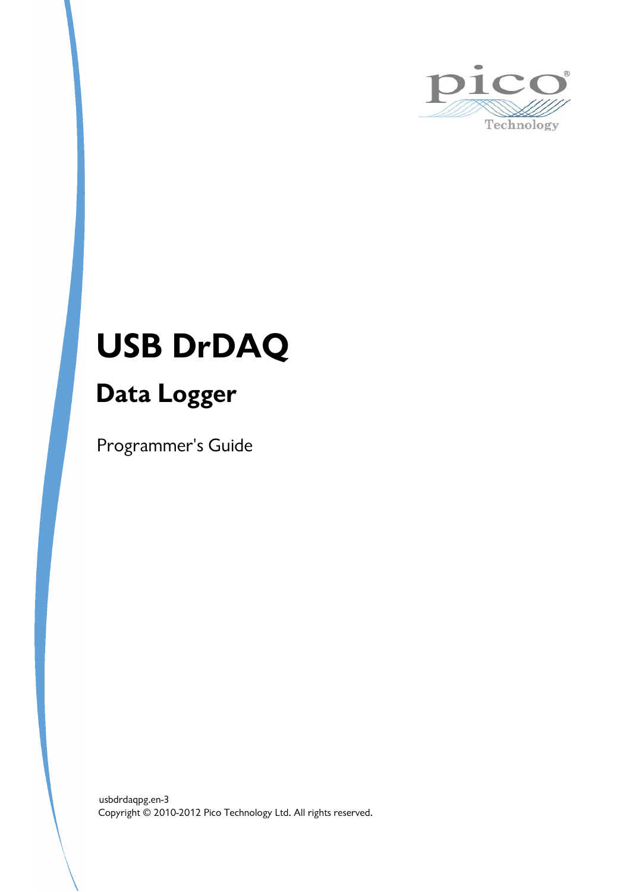# USB DrDAQ

## Data Logger

Programmer's Guide

usbdrdaqpg.en-3

Copyright © 2010-2012 Pico Technology Ltd. All rights reserved.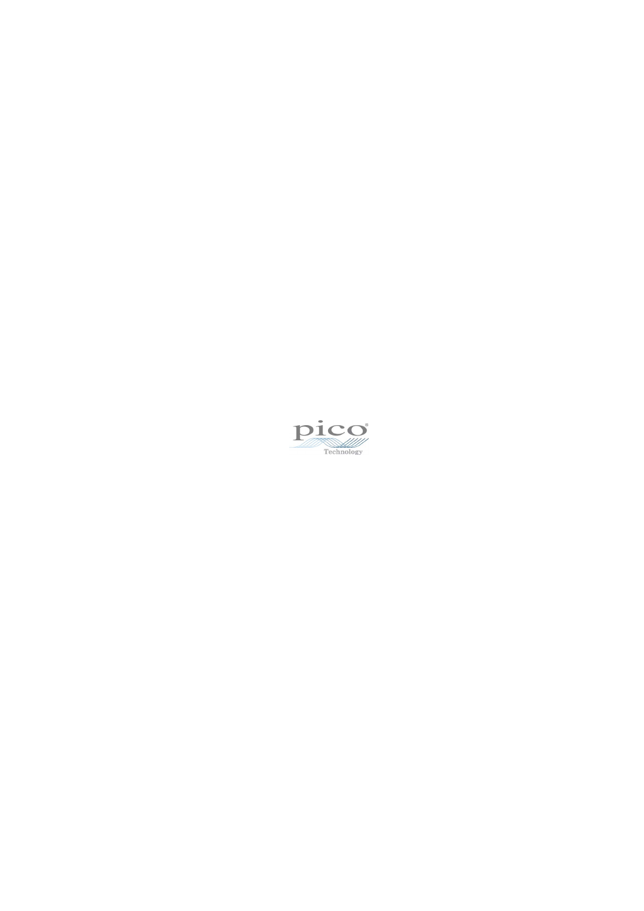pico

Technology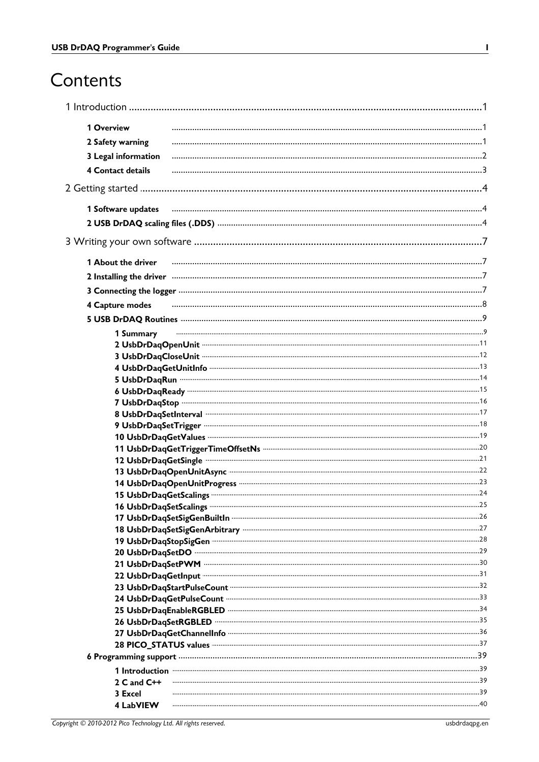# Contents

1 Introduction .......................................................................................................................... 1

- 1 Overview ........................................................................................................................ 1
- 2 Safety warning .............................................................................................................. 1
- 3 Legal information .......................................................................................................... 2
- 4 Contact details .............................................................................................................. 3

2 Getting started ...................................................................................................................... 4

- 1 Software updates .......................................................................................................... 4
- 2 USB DrDAQ scaling files (.DDS) .................................................................................... 4

3 Writing your own software ................................................................................................... 7

- 1 About the driver ............................................................................................................ 7
- 2 Installing the driver ........................................................................................................ 7
- 3 Connecting the logger .................................................................................................. 7
- 4 Capture modes .............................................................................................................. 8
- 5 USB DrDAQ Routines .................................................................................................... 9
  - 1 Summary .................................................................................................................. 9
  - 2 UsbDrDaqOpenUnit .................................................................................................. 11
  - 3 UsbDrDaqCloseUnit .................................................................................................. 12
  - 4 UsbDrDaqGetUnitInfo ................................................................................................ 13
  - 5 UsbDrDaqRun ............................................................................................................ 14
  - 6 UsbDrDaqReady ........................................................................................................ 15
  - 7 UsbDrDaqStop .......................................................................................................... 16
  - 8 UsbDrDaqSetInterval ................................................................................................. 17
  - 9 UsbDrDaqSetTrigger .................................................................................................. 18
  - 10 UsbDrDaqGetValues ................................................................................................ 19
  - 11 UsbDrDaqGetTriggerTimeOffsetNs .......................................................................... 20
  - 12 UsbDrDaqGetSingle ................................................................................................. 21
  - 13 UsbDrDaqOpenUnitAsync ........................................................................................ 22
  - 14 UsbDrDaqOpenUnitProgress .................................................................................... 23
  - 15 UsbDrDaqGetScalings .............................................................................................. 24
  - 16 UsbDrDaqSetScalings ............................................................................................... 25
  - 17 UsbDrDaqSetSigGenBuiltIn ...................................................................................... 26
  - 18 UsbDrDaqSetSigGenArbitrary .................................................................................. 27
  - 19 UsbDrDaqStopSigGen .............................................................................................. 28
  - 20 UsbDrDaqSetDO ...................................................................................................... 29
  - 21 UsbDrDaqSetPWM ................................................................................................... 30
  - 22 UsbDrDaqGetInput .................................................................................................. 31
  - 23 UsbDrDaqStartPulseCount ....................................................................................... 32
  - 24 UsbDrDaqGetPulseCount ......................................................................................... 33
  - 25 UsbDrDaqEnableRGBLED ......................................................................................... 34
  - 26 UsbDrDaqSetRGBLED .............................................................................................. 35
  - 27 UsbDrDaqGetChannelInfo ........................................................................................ 36
  - 28 PICO_STATUS values .............................................................................................. 37
- 6 Programming support .................................................................................................... 39
  - 1 Introduction .............................................................................................................. 39
  - 2 C and C++ ................................................................................................................. 39
  - 3 Excel ......................................................................................................................... 39
  - 4 LabVIEW .................................................................................................................... 40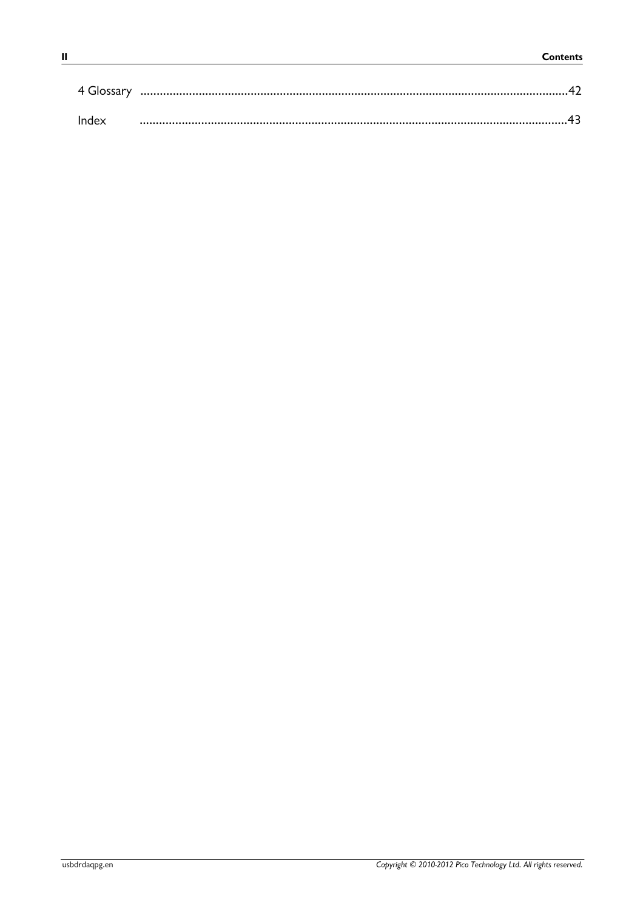4 Glossary .......................................................................................................................................42

Index .......................................................................................................................................43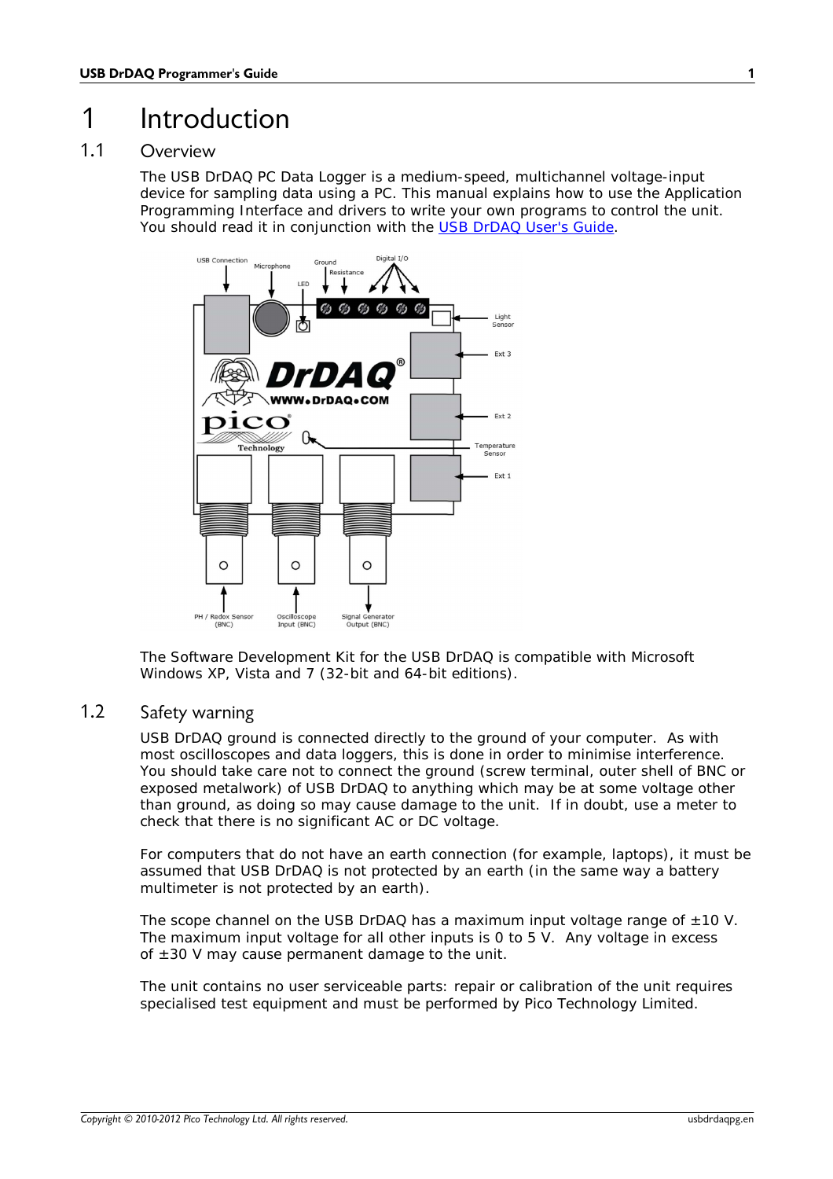# 1 Introduction

## 1.1 Overview

The USB DrDAQ PC Data Logger is a medium-speed, multichannel voltage-input device for sampling data using a PC. This manual explains how to use the Application Programming Interface and drivers to write your own programs to control the unit. You should read it in conjunction with the USB DrDAQ User's Guide.

The Software Development Kit for the USB DrDAQ is compatible with Microsoft Windows XP, Vista and 7 (32-bit and 64-bit editions).

## 1.2 Safety warning

USB DrDAQ ground is connected directly to the ground of your computer. As with most oscilloscopes and data loggers, this is done in order to minimise interference. You should take care not to connect the ground (screw terminal, outer shell of BNC or exposed metalwork) of USB DrDAQ to anything which may be at some voltage other than ground, as doing so may cause damage to the unit. If in doubt, use a meter to check that there is no significant AC or DC voltage.

For computers that do not have an earth connection (for example, laptops), it must be assumed that USB DrDAQ is not protected by an earth (in the same way a battery multimeter is not protected by an earth).

The scope channel on the USB DrDAQ has a maximum input voltage range of ±10 V. The maximum input voltage for all other inputs is 0 to 5 V. Any voltage in excess of ±30 V may cause permanent damage to the unit.

The unit contains no user serviceable parts: repair or calibration of the unit requires specialised test equipment and must be performed by Pico Technology Limited.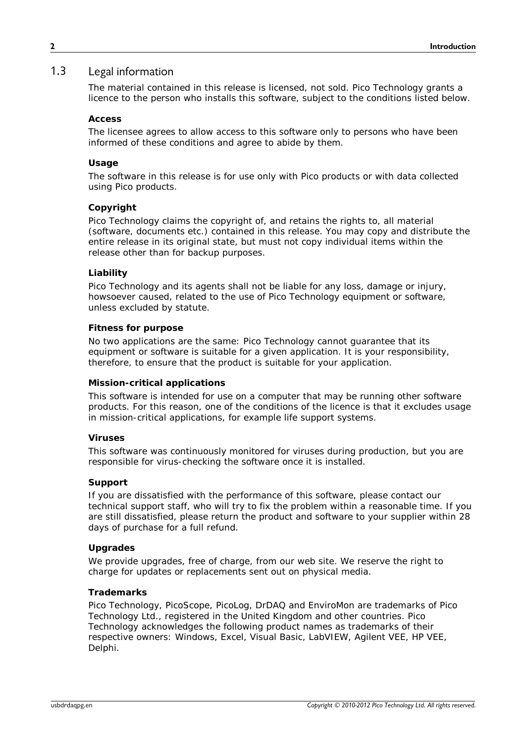## 1.3 Legal information

The material contained in this release is licensed, not sold. Pico Technology grants a licence to the person who installs this software, subject to the conditions listed below.

**Access**

The licensee agrees to allow access to this software only to persons who have been informed of these conditions and agree to abide by them.

**Usage**

The software in this release is for use only with Pico products or with data collected using Pico products.

**Copyright**

Pico Technology claims the copyright of, and retains the rights to, all material (software, documents etc.) contained in this release. You may copy and distribute the entire release in its original state, but must not copy individual items within the release other than for backup purposes.

**Liability**

Pico Technology and its agents shall not be liable for any loss, damage or injury, howsoever caused, related to the use of Pico Technology equipment or software, unless excluded by statute.

**Fitness for purpose**

No two applications are the same: Pico Technology cannot guarantee that its equipment or software is suitable for a given application. It is your responsibility, therefore, to ensure that the product is suitable for your application.

**Mission-critical applications**

This software is intended for use on a computer that may be running other software products. For this reason, one of the conditions of the licence is that it excludes usage in mission-critical applications, for example life support systems.

**Viruses**

This software was continuously monitored for viruses during production, but you are responsible for virus-checking the software once it is installed.

**Support**

If you are dissatisfied with the performance of this software, please contact our technical support staff, who will try to fix the problem within a reasonable time. If you are still dissatisfied, please return the product and software to your supplier within 28 days of purchase for a full refund.

**Upgrades**

We provide upgrades, free of charge, from our web site. We reserve the right to charge for updates or replacements sent out on physical media.

**Trademarks**

Pico Technology, PicoScope, PicoLog, DrDAQ and EnviroMon are trademarks of Pico Technology Ltd., registered in the United Kingdom and other countries. Pico Technology acknowledges the following product names as trademarks of their respective owners: Windows, Excel, Visual Basic, LabVIEW, Agilent VEE, HP VEE, Delphi.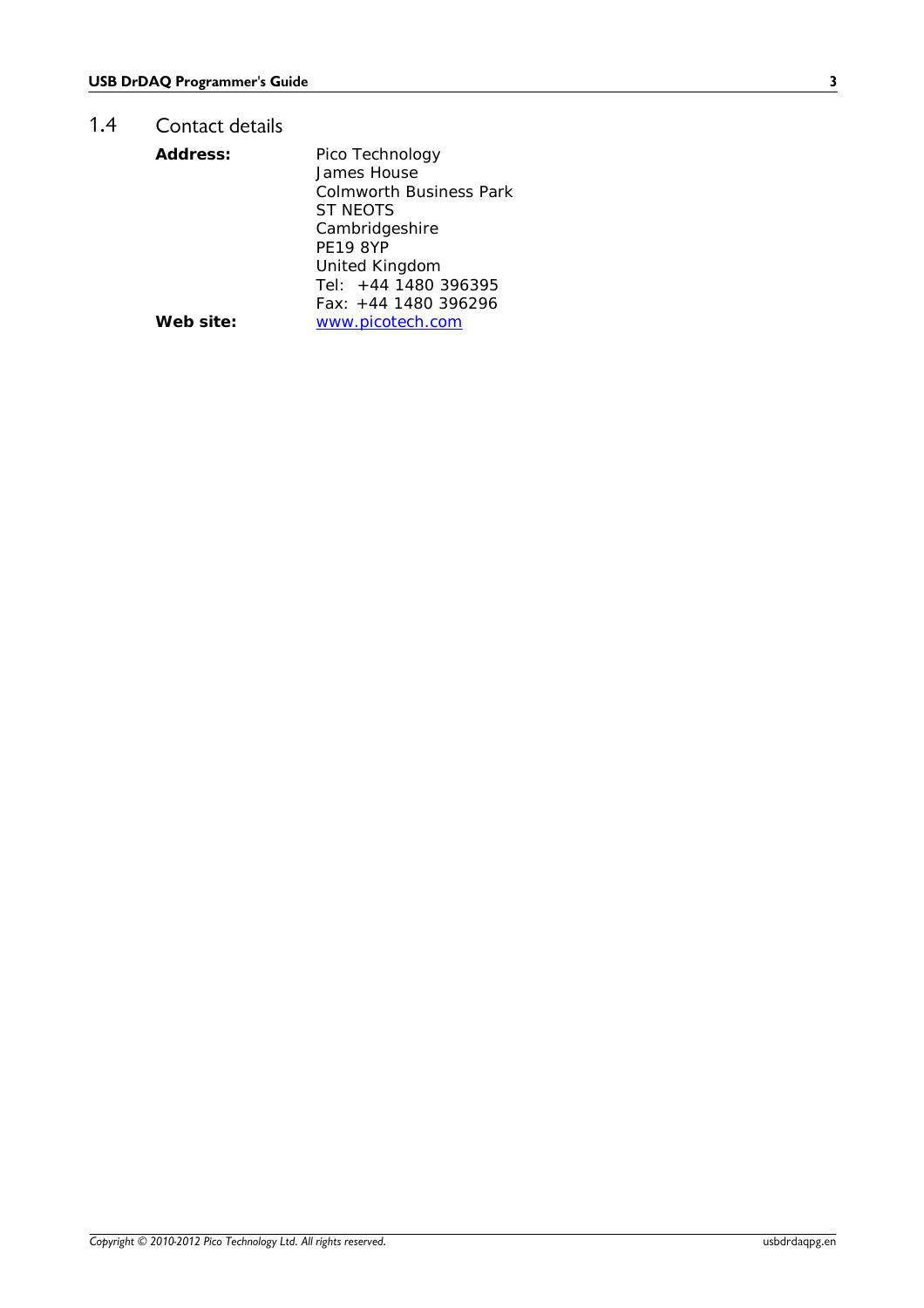## 1.4 Contact details

| | |
|---|---|
| **Address:** | Pico Technology<br>James House<br>Colmworth Business Park<br>ST NEOTS<br>Cambridgeshire<br>PE19 8YP<br>United Kingdom<br>Tel: +44 1480 396395<br>Fax: +44 1480 396296 |
| **Web site:** | www.picotech.com |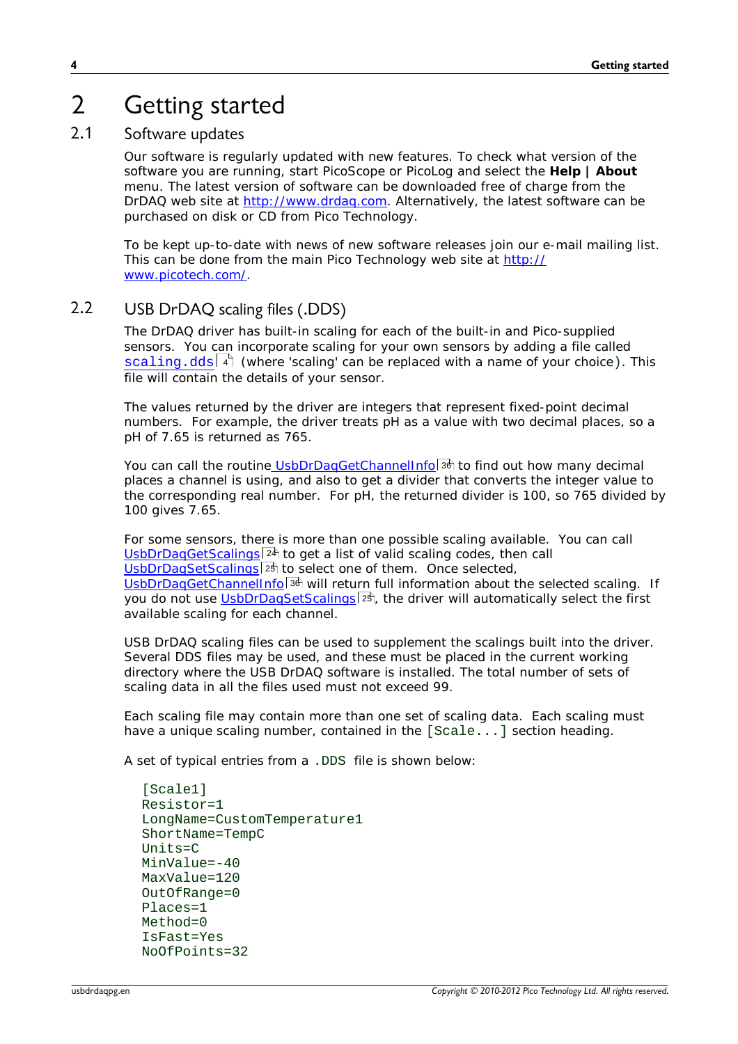# 2 Getting started

## 2.1 Software updates

Our software is regularly updated with new features. To check what version of the software you are running, start PicoScope or PicoLog and select the **Help | About** menu. The latest version of software can be downloaded free of charge from the DrDAQ web site at http://www.drdaq.com. Alternatively, the latest software can be purchased on disk or CD from Pico Technology.

To be kept up-to-date with news of new software releases join our e-mail mailing list. This can be done from the main Pico Technology web site at http://www.picotech.com/.

## 2.2 USB DrDAQ scaling files (.DDS)

The DrDAQ driver has built-in scaling for each of the built-in and Pico-supplied sensors. You can incorporate scaling for your own sensors by adding a file called `scaling.dds` 4 (where 'scaling' can be replaced with a name of your choice). This file will contain the details of your sensor.

The values returned by the driver are integers that represent fixed-point decimal numbers. For example, the driver treats pH as a value with two decimal places, so a pH of 7.65 is returned as 765.

You can call the routine UsbDrDaqGetChannelInfo 36 to find out how many decimal places a channel is using, and also to get a divider that converts the integer value to the corresponding real number. For pH, the returned divider is 100, so 765 divided by 100 gives 7.65.

For some sensors, there is more than one possible scaling available. You can call UsbDrDaqGetScalings 24 to get a list of valid scaling codes, then call UsbDrDaqSetScalings 25 to select one of them. Once selected, UsbDrDaqGetChannelInfo 36 will return full information about the selected scaling. If you do not use UsbDrDaqSetScalings 25, the driver will automatically select the first available scaling for each channel.

USB DrDAQ scaling files can be used to supplement the scalings built into the driver. Several DDS files may be used, and these must be placed in the current working directory where the USB DrDAQ software is installed. The total number of sets of scaling data in all the files used must not exceed 99.

Each scaling file may contain more than one set of scaling data. Each scaling must have a unique scaling number, contained in the `[Scale...]` section heading.

A set of typical entries from a `.DDS` file is shown below:

```
[Scale1]
Resistor=1
LongName=CustomTemperature1
ShortName=TempC
Units=C
MinValue=-40
MaxValue=120
OutOfRange=0
Places=1
Method=0
IsFast=Yes
NoOfPoints=32
```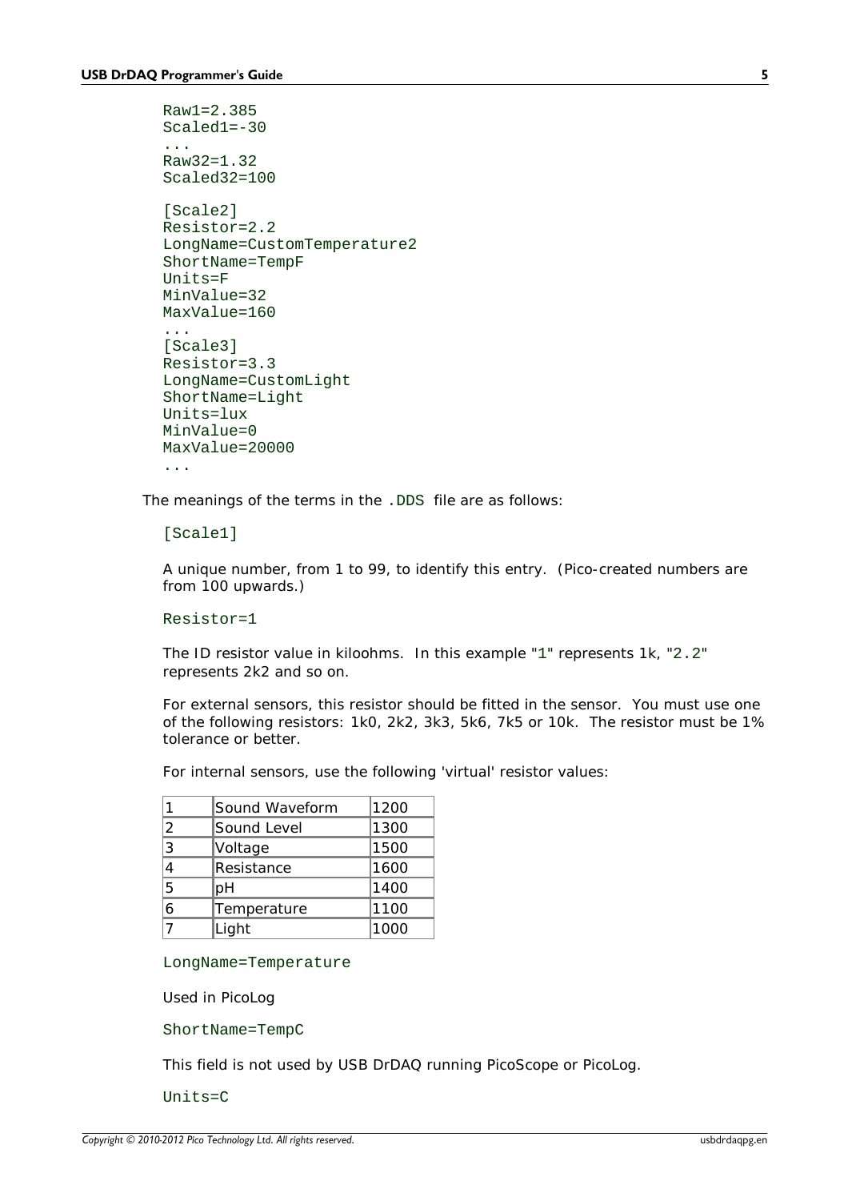```
Raw1=2.385
Scaled1=-30
...
Raw32=1.32
Scaled32=100

[Scale2]
Resistor=2.2
LongName=CustomTemperature2
ShortName=TempF
Units=F
MinValue=32
MaxValue=160
...
[Scale3]
Resistor=3.3
LongName=CustomLight
ShortName=Light
Units=lux
MinValue=0
MaxValue=20000
...
```

The meanings of the terms in the `.DDS` file are as follows:

`[Scale1]`

A unique number, from 1 to 99, to identify this entry. (Pico-created numbers are from 100 upwards.)

`Resistor=1`

The ID resistor value in kiloohms. In this example "`1`" represents 1k, "`2.2`" represents 2k2 and so on.

For external sensors, this resistor should be fitted in the sensor. You must use one of the following resistors: 1k0, 2k2, 3k3, 5k6, 7k5 or 10k. The resistor must be 1% tolerance or better.

For internal sensors, use the following 'virtual' resistor values:

| | | |
|---|---|---|
| 1 | Sound Waveform | 1200 |
| 2 | Sound Level | 1300 |
| 3 | Voltage | 1500 |
| 4 | Resistance | 1600 |
| 5 | pH | 1400 |
| 6 | Temperature | 1100 |
| 7 | Light | 1000 |

`LongName=Temperature`

Used in PicoLog

`ShortName=TempC`

This field is not used by USB DrDAQ running PicoScope or PicoLog.

`Units=C`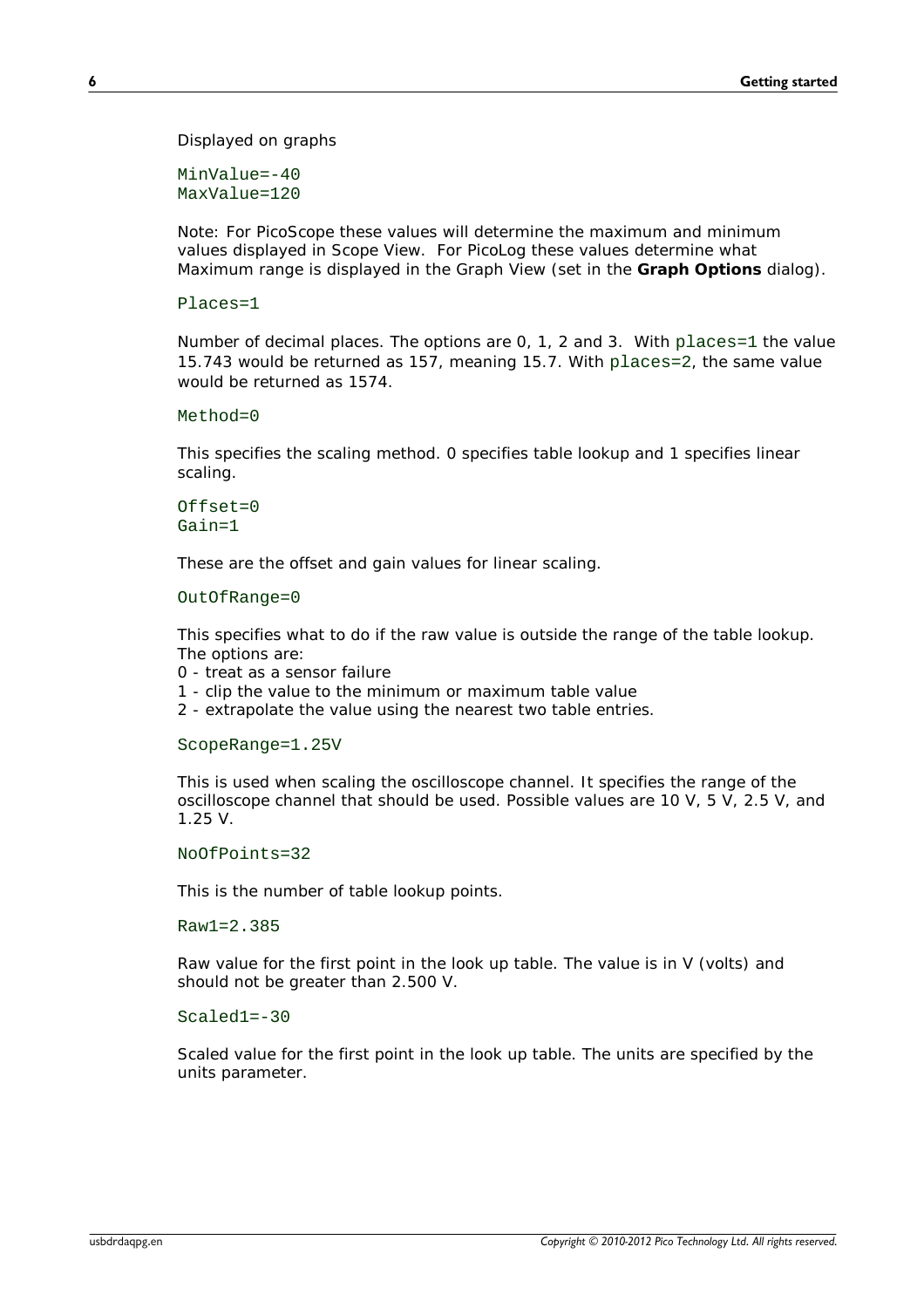Displayed on graphs

```
MinValue=-40
MaxValue=120
```

Note: For PicoScope these values will determine the maximum and minimum values displayed in Scope View. For PicoLog these values determine what Maximum range is displayed in the Graph View (set in the **Graph Options** dialog).

```
Places=1
```

Number of decimal places. The options are 0, 1, 2 and 3. With `places=1` the value 15.743 would be returned as 157, meaning 15.7. With `places=2`, the same value would be returned as 1574.

```
Method=0
```

This specifies the scaling method. 0 specifies table lookup and 1 specifies linear scaling.

```
Offset=0
Gain=1
```

These are the offset and gain values for linear scaling.

```
OutOfRange=0
```

This specifies what to do if the raw value is outside the range of the table lookup. The options are:
0 - treat as a sensor failure
1 - clip the value to the minimum or maximum table value
2 - extrapolate the value using the nearest two table entries.

```
ScopeRange=1.25V
```

This is used when scaling the oscilloscope channel. It specifies the range of the oscilloscope channel that should be used. Possible values are 10 V, 5 V, 2.5 V, and 1.25 V.

```
NoOfPoints=32
```

This is the number of table lookup points.

```
Raw1=2.385
```

Raw value for the first point in the look up table. The value is in V (volts) and should not be greater than 2.500 V.

```
Scaled1=-30
```

Scaled value for the first point in the look up table. The units are specified by the units parameter.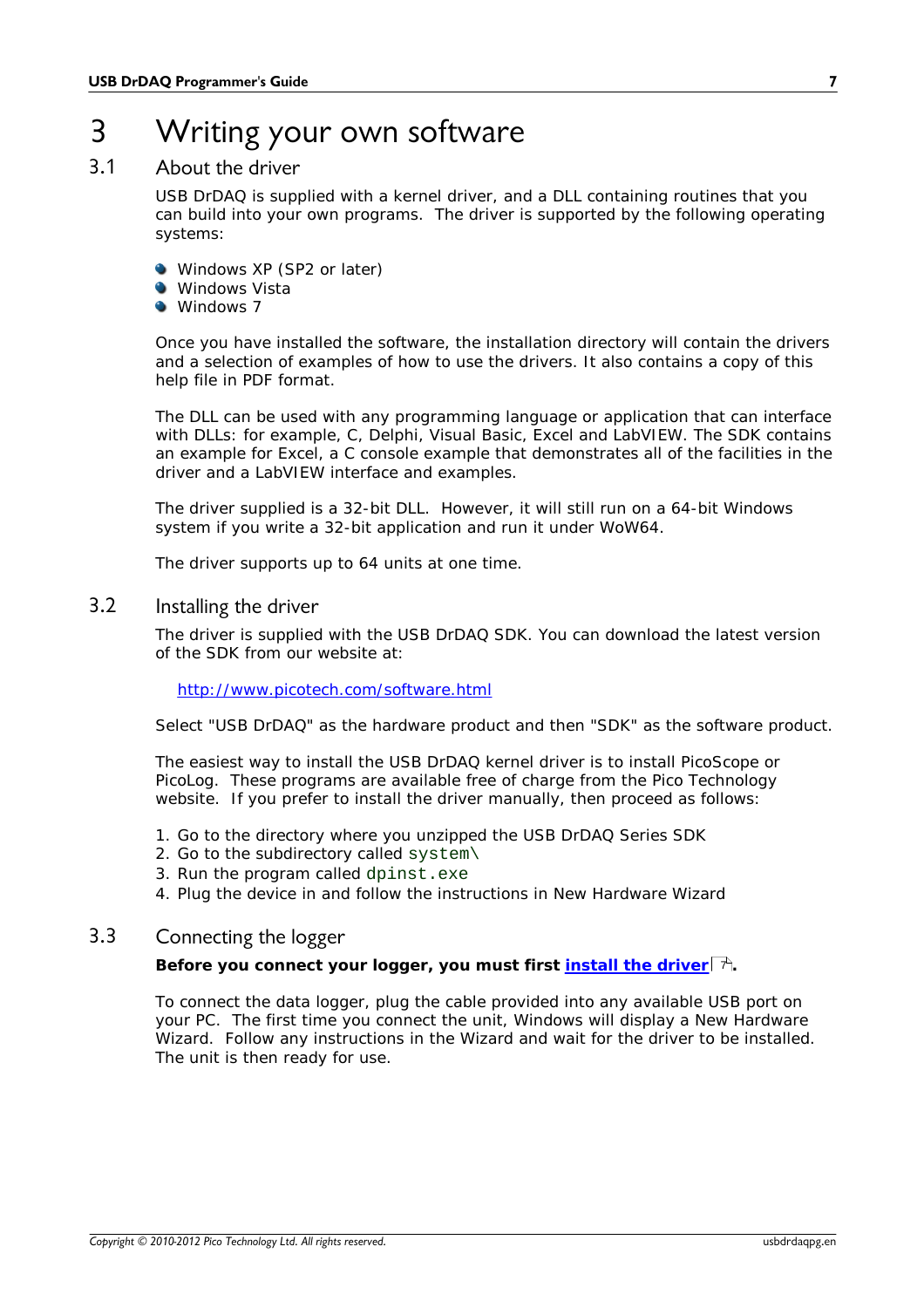# 3 Writing your own software

## 3.1 About the driver

USB DrDAQ is supplied with a kernel driver, and a DLL containing routines that you can build into your own programs. The driver is supported by the following operating systems:

- Windows XP (SP2 or later)
- Windows Vista
- Windows 7

Once you have installed the software, the installation directory will contain the drivers and a selection of examples of how to use the drivers. It also contains a copy of this help file in PDF format.

The DLL can be used with any programming language or application that can interface with DLLs: for example, C, Delphi, Visual Basic, Excel and LabVIEW. The SDK contains an example for Excel, a C console example that demonstrates all of the facilities in the driver and a LabVIEW interface and examples.

The driver supplied is a 32-bit DLL. However, it will still run on a 64-bit Windows system if you write a 32-bit application and run it under WoW64.

The driver supports up to 64 units at one time.

## 3.2 Installing the driver

The driver is supplied with the USB DrDAQ SDK. You can download the latest version of the SDK from our website at:

http://www.picotech.com/software.html

Select "USB DrDAQ" as the hardware product and then "SDK" as the software product.

The easiest way to install the USB DrDAQ kernel driver is to install PicoScope or PicoLog. These programs are available free of charge from the Pico Technology website. If you prefer to install the driver manually, then proceed as follows:

1. Go to the directory where you unzipped the USB DrDAQ Series SDK
2. Go to the subdirectory called `system\`
3. Run the program called `dpinst.exe`
4. Plug the device in and follow the instructions in New Hardware Wizard

## 3.3 Connecting the logger

**Before you connect your logger, you must first install the driver 7.**

To connect the data logger, plug the cable provided into any available USB port on your PC. The first time you connect the unit, Windows will display a New Hardware Wizard. Follow any instructions in the Wizard and wait for the driver to be installed. The unit is then ready for use.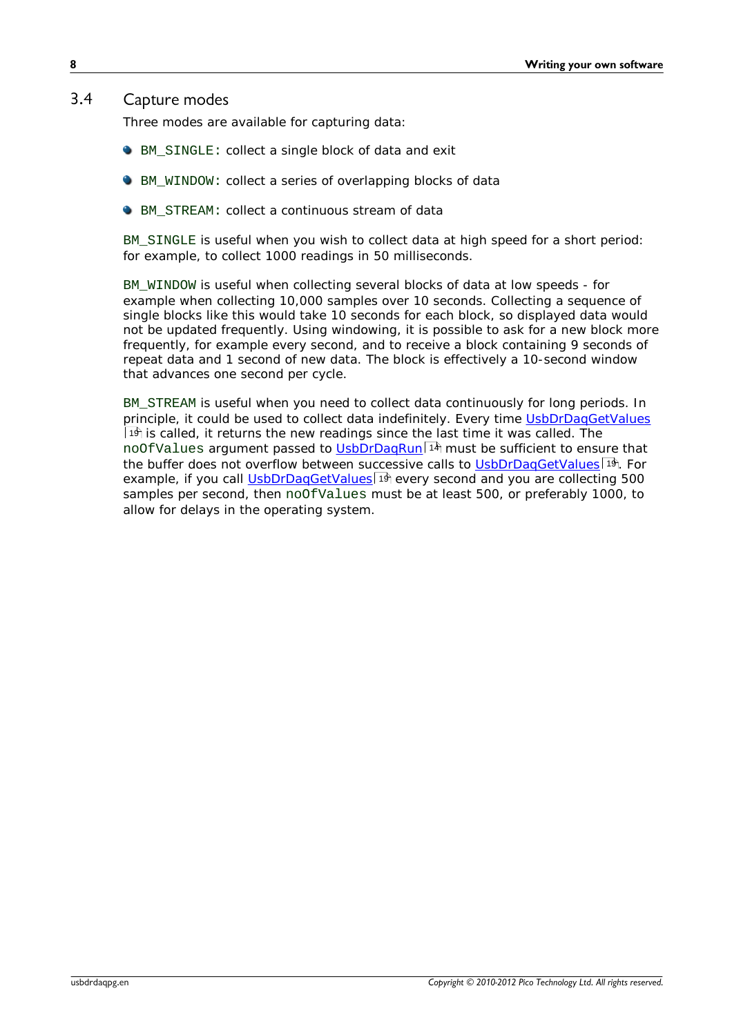## 3.4 Capture modes

Three modes are available for capturing data:

- `BM_SINGLE:` collect a single block of data and exit
- `BM_WINDOW:` collect a series of overlapping blocks of data
- `BM_STREAM:` collect a continuous stream of data

`BM_SINGLE` is useful when you wish to collect data at high speed for a short period: for example, to collect 1000 readings in 50 milliseconds.

`BM_WINDOW` is useful when collecting several blocks of data at low speeds - for example when collecting 10,000 samples over 10 seconds. Collecting a sequence of single blocks like this would take 10 seconds for each block, so displayed data would not be updated frequently. Using windowing, it is possible to ask for a new block more frequently, for example every second, and to receive a block containing 9 seconds of repeat data and 1 second of new data. The block is effectively a 10-second window that advances one second per cycle.

`BM_STREAM` is useful when you need to collect data continuously for long periods. In principle, it could be used to collect data indefinitely. Every time UsbDrDaqGetValues [19] is called, it returns the new readings since the last time it was called. The `noOfValues` argument passed to UsbDrDaqRun [14] must be sufficient to ensure that the buffer does not overflow between successive calls to UsbDrDaqGetValues [19]. For example, if you call UsbDrDaqGetValues [19] every second and you are collecting 500 samples per second, then `noOfValues` must be at least 500, or preferably 1000, to allow for delays in the operating system.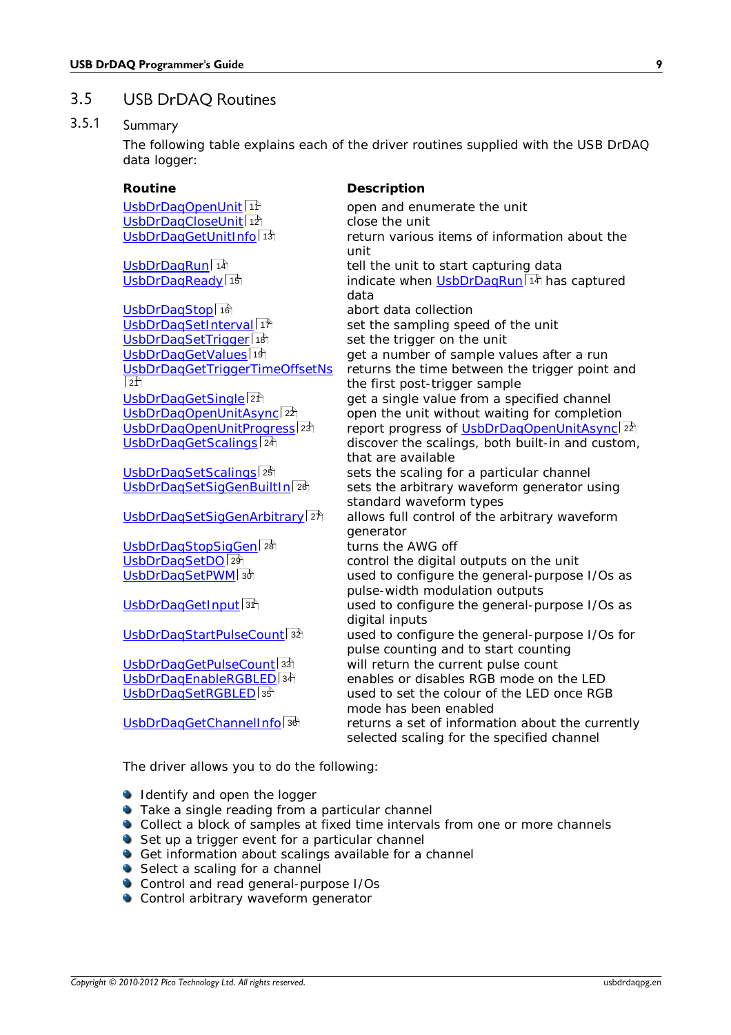## 3.5 USB DrDAQ Routines

### 3.5.1 Summary

The following table explains each of the driver routines supplied with the USB DrDAQ data logger:

| Routine | Description |
|---|---|
| UsbDrDaqOpenUnit 11 | open and enumerate the unit |
| UsbDrDaqCloseUnit 12 | close the unit |
| UsbDrDaqGetUnitInfo 13 | return various items of information about the unit |
| UsbDrDaqRun 14 | tell the unit to start capturing data |
| UsbDrDaqReady 15 | indicate when UsbDrDaqRun 14 has captured data |
| UsbDrDaqStop 16 | abort data collection |
| UsbDrDaqSetInterval 17 | set the sampling speed of the unit |
| UsbDrDaqSetTrigger 18 | set the trigger on the unit |
| UsbDrDaqGetValues 19 | get a number of sample values after a run |
| UsbDrDaqGetTriggerTimeOffsetNs 21 | returns the time between the trigger point and the first post-trigger sample |
| UsbDrDaqGetSingle 21 | get a single value from a specified channel |
| UsbDrDaqOpenUnitAsync 22 | open the unit without waiting for completion |
| UsbDrDaqOpenUnitProgress 23 | report progress of UsbDrDaqOpenUnitAsync 22 |
| UsbDrDaqGetScalings 24 | discover the scalings, both built-in and custom, that are available |
| UsbDrDaqSetScalings 25 | sets the scaling for a particular channel |
| UsbDrDaqSetSigGenBuiltIn 26 | sets the arbitrary waveform generator using standard waveform types |
| UsbDrDaqSetSigGenArbitrary 27 | allows full control of the arbitrary waveform generator |
| UsbDrDaqStopSigGen 28 | turns the AWG off |
| UsbDrDaqSetDO 29 | control the digital outputs on the unit |
| UsbDrDaqSetPWM 30 | used to configure the general-purpose I/Os as pulse-width modulation outputs |
| UsbDrDaqGetInput 31 | used to configure the general-purpose I/Os as digital inputs |
| UsbDrDaqStartPulseCount 32 | used to configure the general-purpose I/Os for pulse counting and to start counting |
| UsbDrDaqGetPulseCount 33 | will return the current pulse count |
| UsbDrDaqEnableRGBLED 34 | enables or disables RGB mode on the LED |
| UsbDrDaqSetRGBLED 35 | used to set the colour of the LED once RGB mode has been enabled |
| UsbDrDaqGetChannelInfo 36 | returns a set of information about the currently selected scaling for the specified channel |

The driver allows you to do the following:

- Identify and open the logger
- Take a single reading from a particular channel
- Collect a block of samples at fixed time intervals from one or more channels
- Set up a trigger event for a particular channel
- Get information about scalings available for a channel
- Select a scaling for a channel
- Control and read general-purpose I/Os
- Control arbitrary waveform generator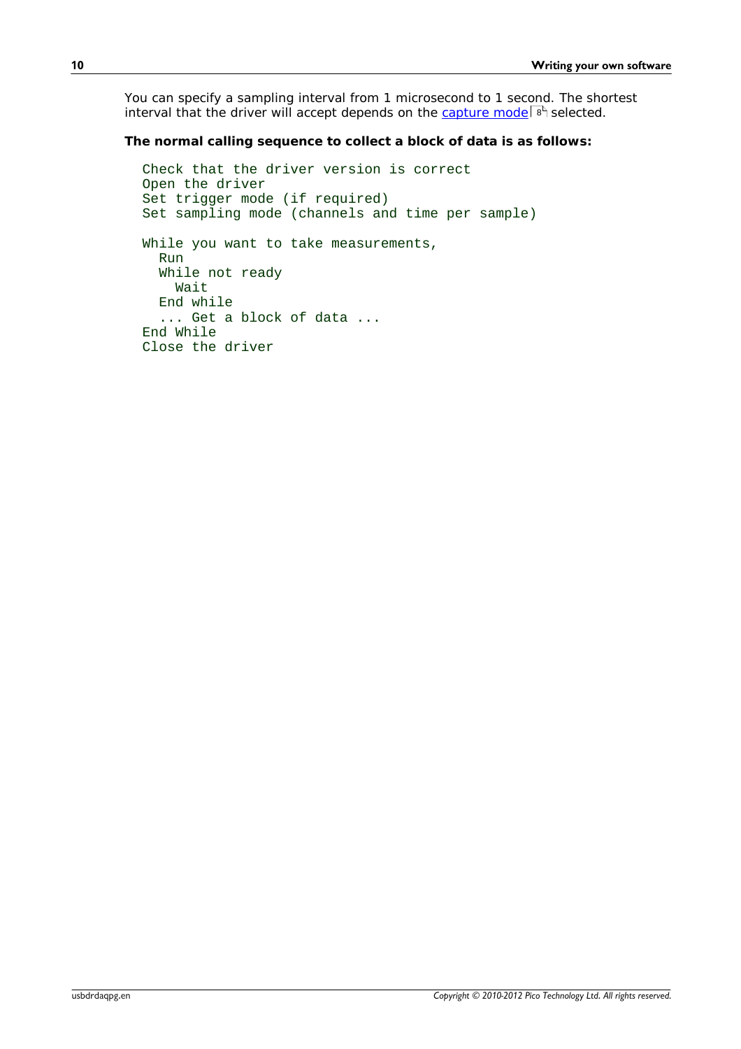You can specify a sampling interval from 1 microsecond to 1 second. The shortest interval that the driver will accept depends on the capture mode 8 selected.

**The normal calling sequence to collect a block of data is as follows:**

```
Check that the driver version is correct
Open the driver
Set trigger mode (if required)
Set sampling mode (channels and time per sample)

While you want to take measurements,
  Run
  While not ready
    Wait
  End while
  ... Get a block of data ...
End While
Close the driver
```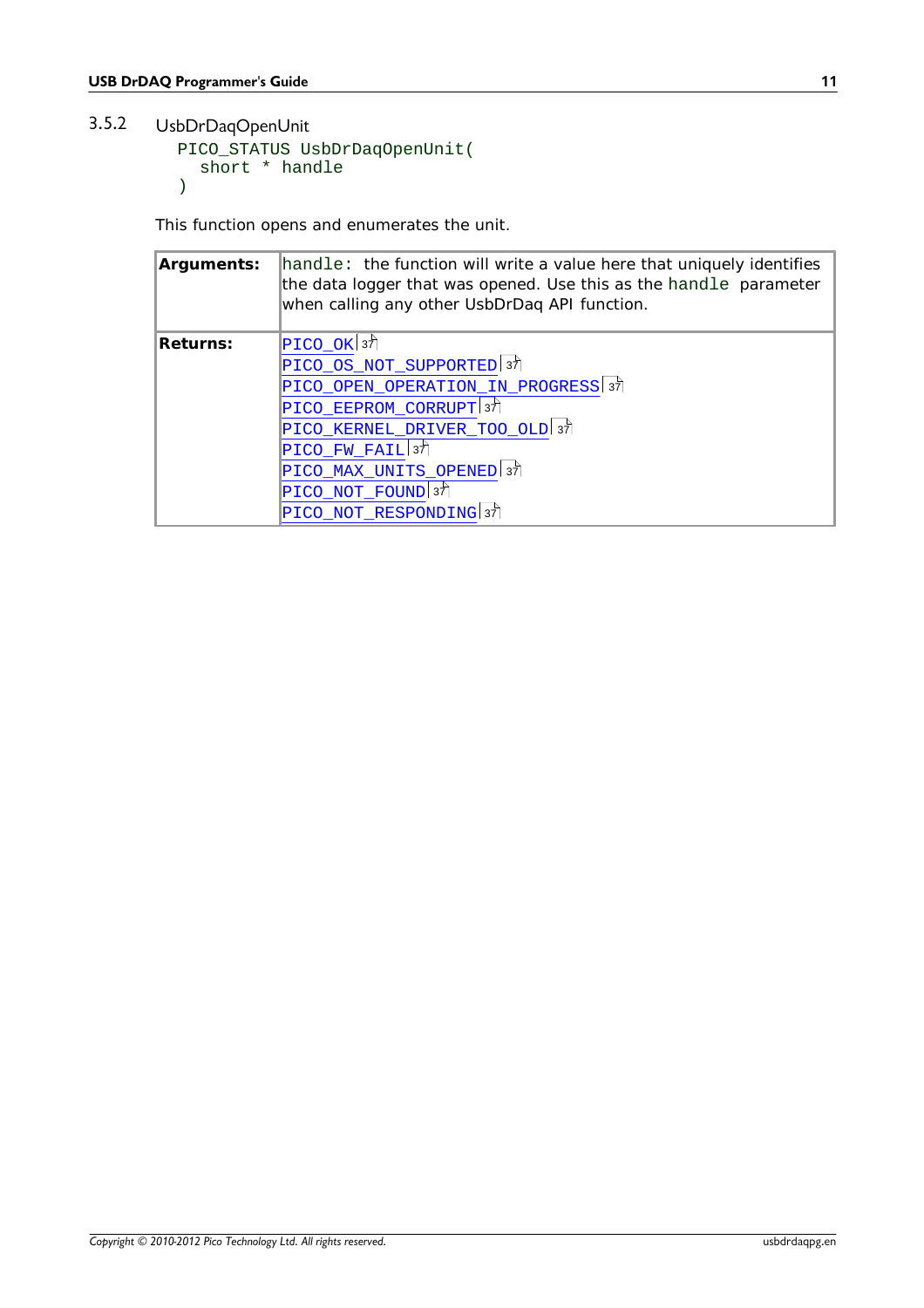### 3.5.2 UsbDrDaqOpenUnit

```
PICO_STATUS UsbDrDaqOpenUnit(
  short * handle
)
```

This function opens and enumerates the unit.

| | |
|---|---|
| **Arguments:** | handle: the function will write a value here that uniquely identifies the data logger that was opened. Use this as the handle parameter when calling any other UsbDrDaq API function. |
| **Returns:** | PICO_OK 37<br>PICO_OS_NOT_SUPPORTED 37<br>PICO_OPEN_OPERATION_IN_PROGRESS 37<br>PICO_EEPROM_CORRUPT 37<br>PICO_KERNEL_DRIVER_TOO_OLD 37<br>PICO_FW_FAIL 37<br>PICO_MAX_UNITS_OPENED 37<br>PICO_NOT_FOUND 37<br>PICO_NOT_RESPONDING 37 |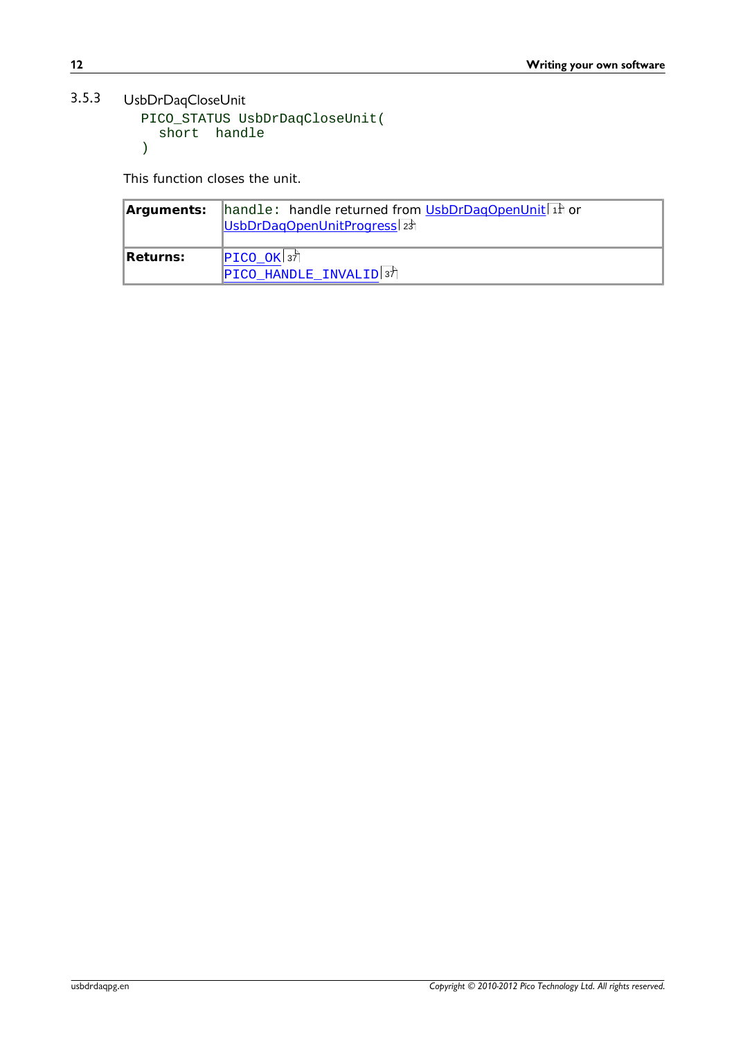### 3.5.3 UsbDrDaqCloseUnit

```
PICO_STATUS UsbDrDaqCloseUnit(
  short  handle
)
```

This function closes the unit.

| | |
|---|---|
| **Arguments:** | `handle:` handle returned from UsbDrDaqOpenUnit 11 or UsbDrDaqOpenUnitProgress 23 |
| **Returns:** | `PICO_OK` 37<br>`PICO_HANDLE_INVALID` 37 |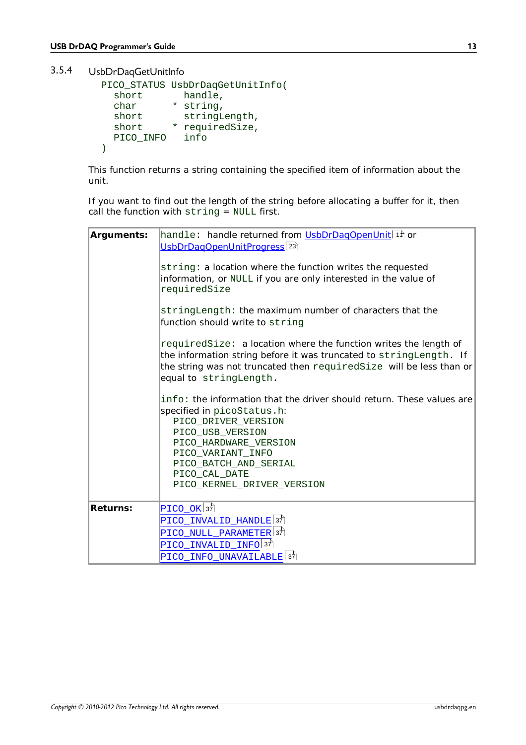### 3.5.4 UsbDrDaqGetUnitInfo

```
PICO_STATUS UsbDrDaqGetUnitInfo(
  short       handle,
  char      * string,
  short       stringLength,
  short     * requiredSize,
  PICO_INFO   info
)
```

This function returns a string containing the specified item of information about the unit.

If you want to find out the length of the string before allocating a buffer for it, then call the function with `string` = `NULL` first.

| | |
|---|---|
| **Arguments:** | `handle:` handle returned from UsbDrDaqOpenUnit 11 or UsbDrDaqOpenUnitProgress 23<br><br>`string:` a location where the function writes the requested information, or `NULL` if you are only interested in the value of `requiredSize`<br><br>`stringLength:` the maximum number of characters that the function should write to `string`<br><br>`requiredSize:` a location where the function writes the length of the information string before it was truncated to `stringLength`. If the string was not truncated then `requiredSize` will be less than or equal to `stringLength`.<br><br>`info:` the information that the driver should return. These values are specified in `picoStatus.h`:<br>`PICO_DRIVER_VERSION`<br>`PICO_USB_VERSION`<br>`PICO_HARDWARE_VERSION`<br>`PICO_VARIANT_INFO`<br>`PICO_BATCH_AND_SERIAL`<br>`PICO_CAL_DATE`<br>`PICO_KERNEL_DRIVER_VERSION` |
| **Returns:** | `PICO_OK` 37<br>`PICO_INVALID_HANDLE` 37<br>`PICO_NULL_PARAMETER` 37<br>`PICO_INVALID_INFO` 37<br>`PICO_INFO_UNAVAILABLE` 37 |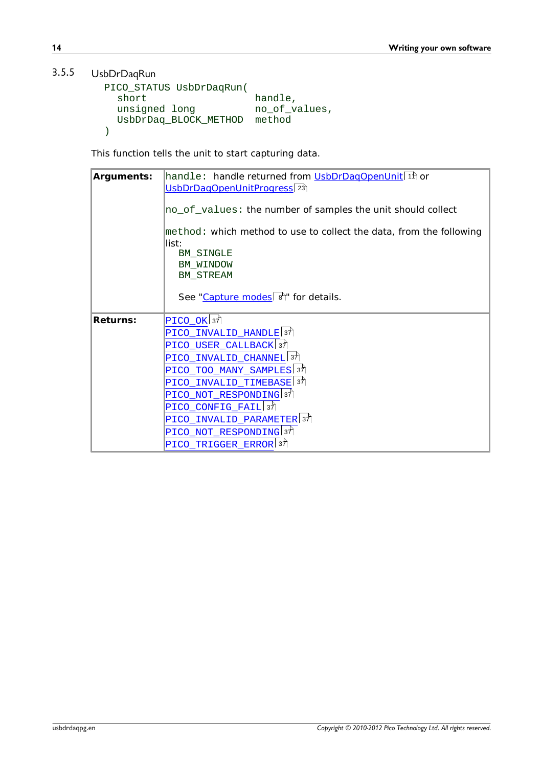### 3.5.5 UsbDrDaqRun

```
PICO_STATUS UsbDrDaqRun(
  short                  handle,
  unsigned long          no_of_values,
  UsbDrDaq_BLOCK_METHOD  method
)
```

This function tells the unit to start capturing data.

| | |
|---|---|
| **Arguments:** | `handle:` handle returned from UsbDrDaqOpenUnit[11] or UsbDrDaqOpenUnitProgress[23]<br><br>`no_of_values:` the number of samples the unit should collect<br><br>`method:` which method to use to collect the data, from the following list:<br>`BM_SINGLE`<br>`BM_WINDOW`<br>`BM_STREAM`<br><br>See "Capture modes[8]" for details. |
| **Returns:** | PICO_OK[37]<br>PICO_INVALID_HANDLE[37]<br>PICO_USER_CALLBACK[37]<br>PICO_INVALID_CHANNEL[37]<br>PICO_TOO_MANY_SAMPLES[37]<br>PICO_INVALID_TIMEBASE[37]<br>PICO_NOT_RESPONDING[37]<br>PICO_CONFIG_FAIL[37]<br>PICO_INVALID_PARAMETER[37]<br>PICO_NOT_RESPONDING[37]<br>PICO_TRIGGER_ERROR[37] |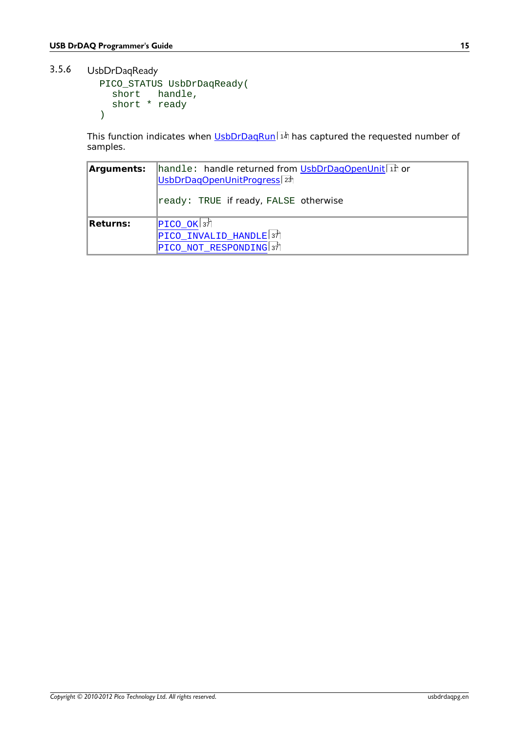### 3.5.6 UsbDrDaqReady

```
PICO_STATUS UsbDrDaqReady(
  short   handle,
  short * ready
)
```

This function indicates when UsbDrDaqRun has captured the requested number of samples.

| | |
|---|---|
| **Arguments:** | `handle:` handle returned from UsbDrDaqOpenUnit or UsbDrDaqOpenUnitProgress<br><br>`ready:` `TRUE` if ready, `FALSE` otherwise |
| **Returns:** | `PICO_OK`<br>`PICO_INVALID_HANDLE`<br>`PICO_NOT_RESPONDING` |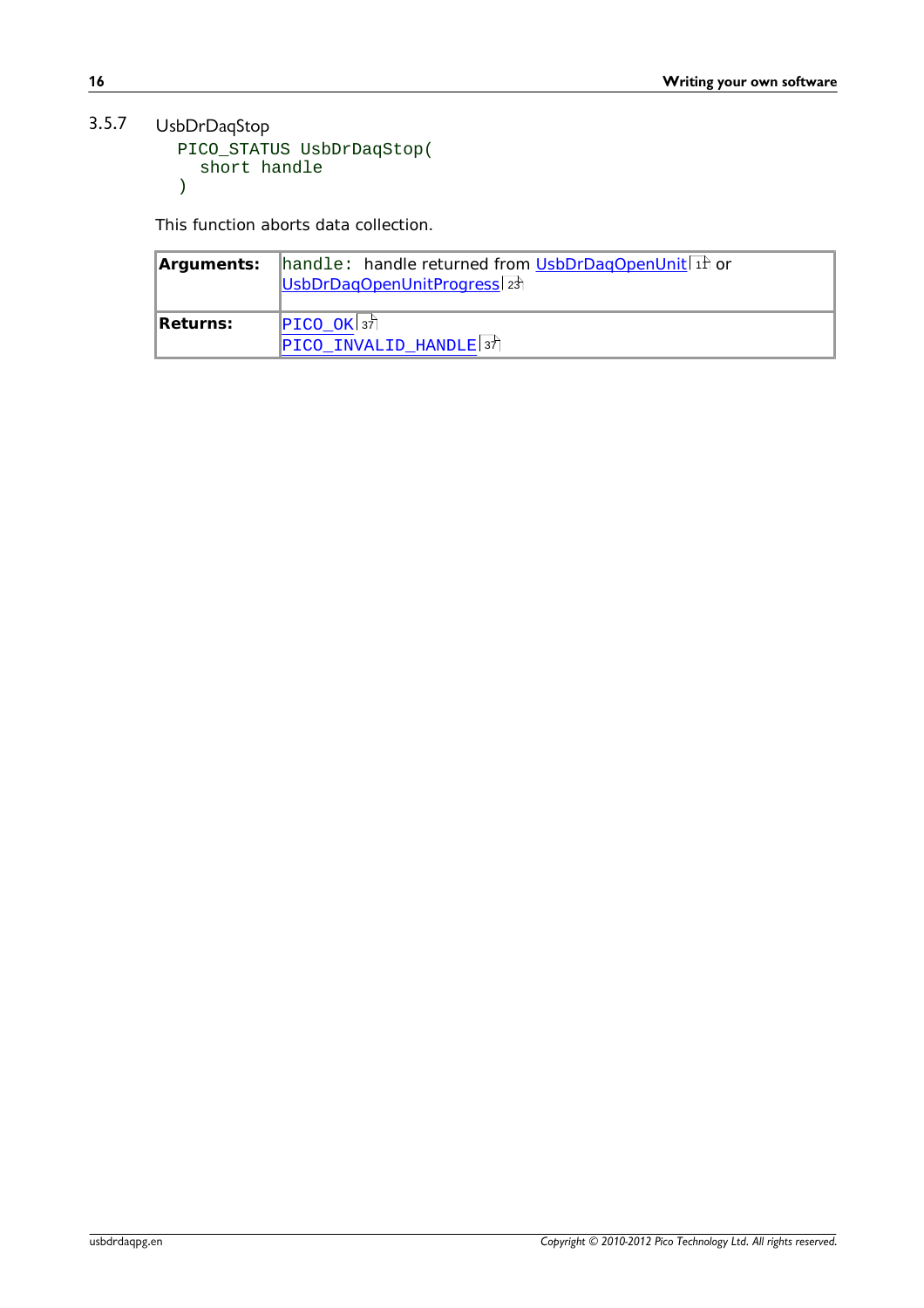### 3.5.7 UsbDrDaqStop

```
PICO_STATUS UsbDrDaqStop(
  short handle
)
```

This function aborts data collection.

| | |
|---|---|
| **Arguments:** | handle: handle returned from UsbDrDaqOpenUnit 11 or UsbDrDaqOpenUnitProgress 23 |
| **Returns:** | PICO_OK 37<br>PICO_INVALID_HANDLE 37 |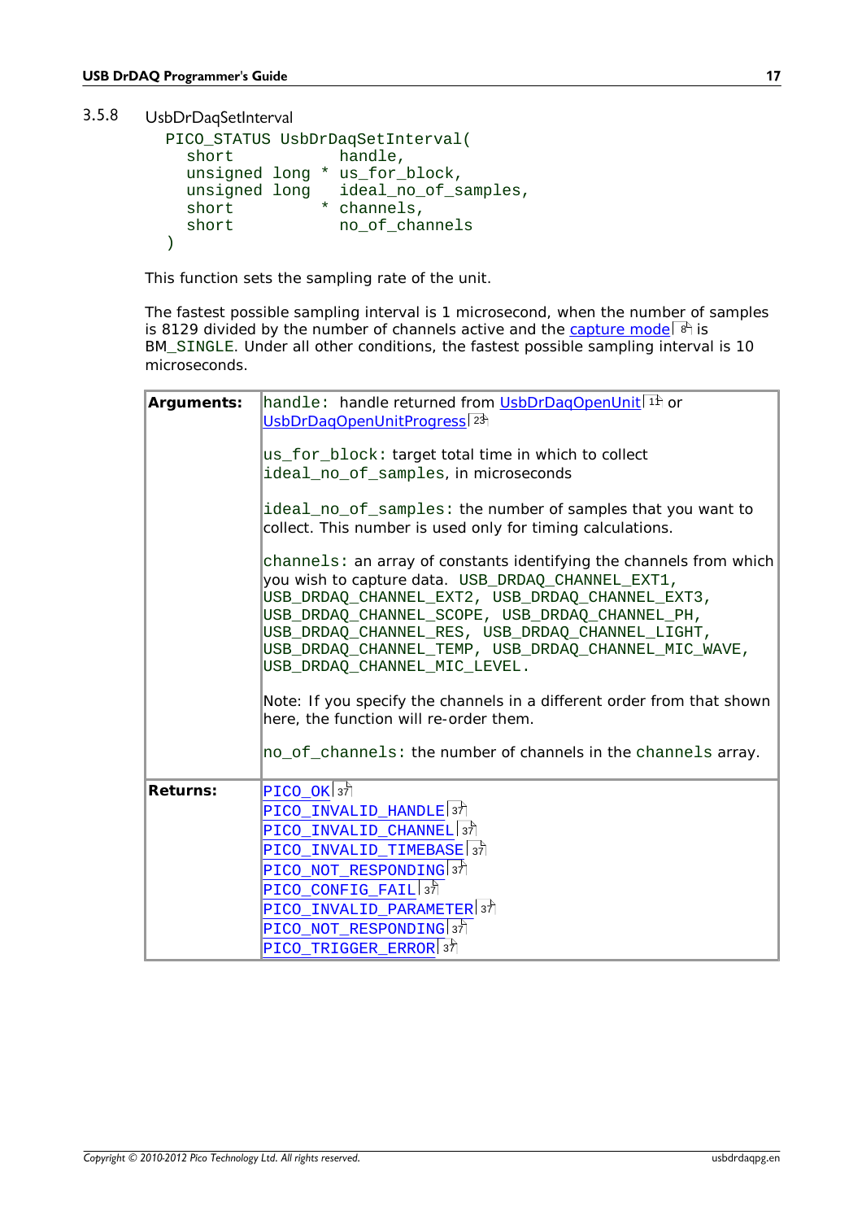### 3.5.8 UsbDrDaqSetInterval

```
PICO_STATUS UsbDrDaqSetInterval(
  short           handle,
  unsigned long * us_for_block,
  unsigned long   ideal_no_of_samples,
  short         * channels,
  short           no_of_channels
)
```

This function sets the sampling rate of the unit.

The fastest possible sampling interval is 1 microsecond, when the number of samples is 8129 divided by the number of channels active and the capture mode [8] is BM_SINGLE. Under all other conditions, the fastest possible sampling interval is 10 microseconds.

| | |
|---|---|
| **Arguments:** | `handle:` handle returned from UsbDrDaqOpenUnit [11] or UsbDrDaqOpenUnitProgress [23]<br><br>`us_for_block:` target total time in which to collect `ideal_no_of_samples`, in microseconds<br><br>`ideal_no_of_samples:` the number of samples that you want to collect. This number is used only for timing calculations.<br><br>`channels:` an array of constants identifying the channels from which you wish to capture data. `USB_DRDAQ_CHANNEL_EXT1, USB_DRDAQ_CHANNEL_EXT2, USB_DRDAQ_CHANNEL_EXT3, USB_DRDAQ_CHANNEL_SCOPE, USB_DRDAQ_CHANNEL_PH, USB_DRDAQ_CHANNEL_RES, USB_DRDAQ_CHANNEL_LIGHT, USB_DRDAQ_CHANNEL_TEMP, USB_DRDAQ_CHANNEL_MIC_WAVE, USB_DRDAQ_CHANNEL_MIC_LEVEL.`<br><br>Note: If you specify the channels in a different order from that shown here, the function will re-order them.<br><br>`no_of_channels:` the number of channels in the `channels` array. |
| **Returns:** | PICO_OK [37]<br>PICO_INVALID_HANDLE [37]<br>PICO_INVALID_CHANNEL [37]<br>PICO_INVALID_TIMEBASE [37]<br>PICO_NOT_RESPONDING [37]<br>PICO_CONFIG_FAIL [37]<br>PICO_INVALID_PARAMETER [37]<br>PICO_NOT_RESPONDING [37]<br>PICO_TRIGGER_ERROR [37] |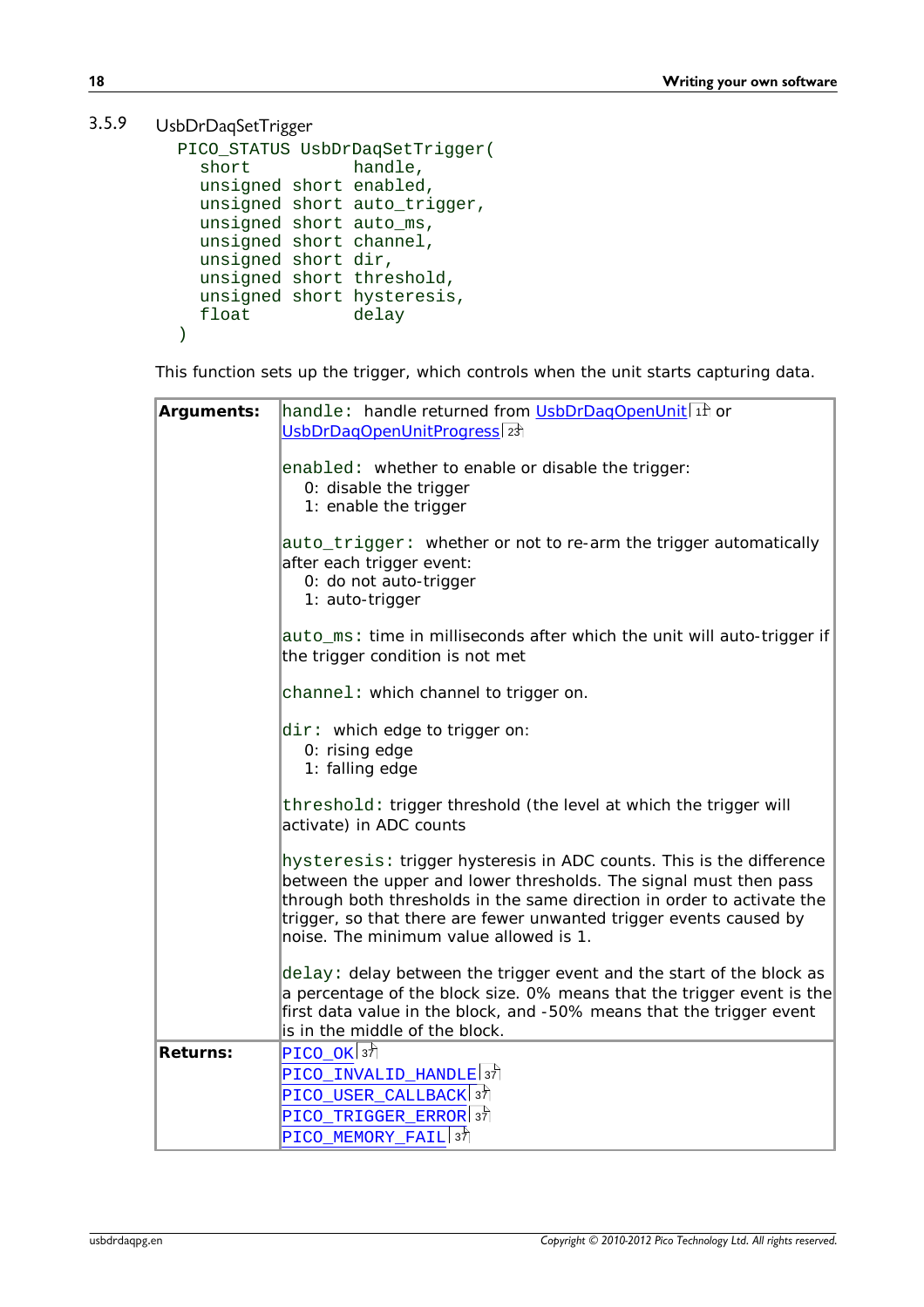### 3.5.9 UsbDrDaqSetTrigger

```
PICO_STATUS UsbDrDaqSetTrigger(
  short          handle,
  unsigned short enabled,
  unsigned short auto_trigger,
  unsigned short auto_ms,
  unsigned short channel,
  unsigned short dir,
  unsigned short threshold,
  unsigned short hysteresis,
  float          delay
)
```

This function sets up the trigger, which controls when the unit starts capturing data.

| | |
|---|---|
| **Arguments:** | `handle:` handle returned from UsbDrDaqOpenUnit 11 or UsbDrDaqOpenUnitProgress 23<br><br>`enabled:` whether to enable or disable the trigger:<br>0: disable the trigger<br>1: enable the trigger<br><br>`auto_trigger:` whether or not to re-arm the trigger automatically after each trigger event:<br>0: do not auto-trigger<br>1: auto-trigger<br><br>`auto_ms:` time in milliseconds after which the unit will auto-trigger if the trigger condition is not met<br><br>`channel:` which channel to trigger on.<br><br>`dir:` which edge to trigger on:<br>0: rising edge<br>1: falling edge<br><br>`threshold:` trigger threshold (the level at which the trigger will activate) in ADC counts<br><br>`hysteresis:` trigger hysteresis in ADC counts. This is the difference between the upper and lower thresholds. The signal must then pass through both thresholds in the same direction in order to activate the trigger, so that there are fewer unwanted trigger events caused by noise. The minimum value allowed is 1.<br><br>`delay:` delay between the trigger event and the start of the block as a percentage of the block size. 0% means that the trigger event is the first data value in the block, and -50% means that the trigger event is in the middle of the block. |
| **Returns:** | `PICO_OK` 37<br>`PICO_INVALID_HANDLE` 37<br>`PICO_USER_CALLBACK` 37<br>`PICO_TRIGGER_ERROR` 37<br>`PICO_MEMORY_FAIL` 37 |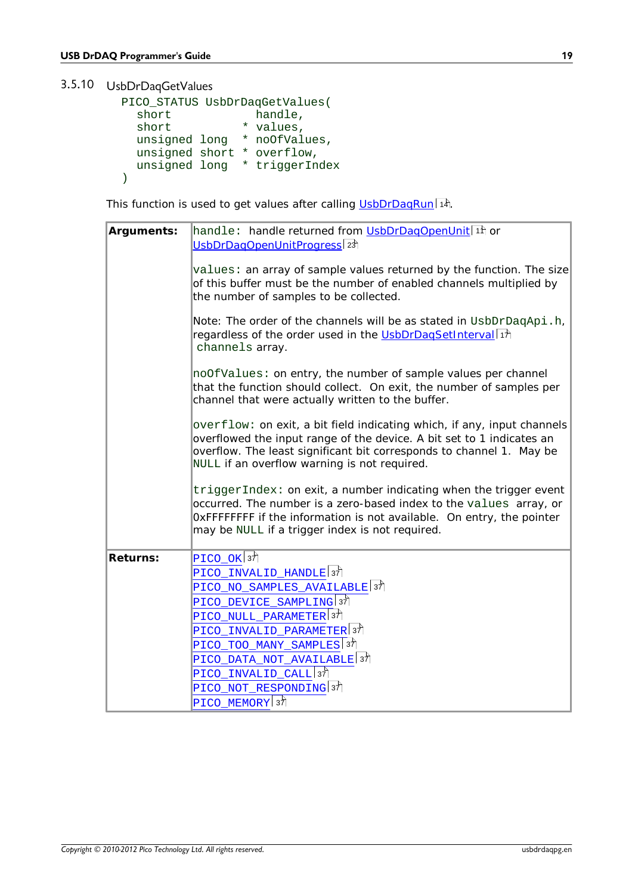### 3.5.10 UsbDrDaqGetValues

```
PICO_STATUS UsbDrDaqGetValues(
  short            handle,
  short          * values,
  unsigned long  * noOfValues,
  unsigned short * overflow,
  unsigned long  * triggerIndex
)
```

This function is used to get values after calling UsbDrDaqRun 14.

| | |
|---|---|
| **Arguments:** | `handle`: handle returned from UsbDrDaqOpenUnit 11 or UsbDrDaqOpenUnitProgress 23<br><br>`values`: an array of sample values returned by the function. The size of this buffer must be the number of enabled channels multiplied by the number of samples to be collected.<br><br>Note: The order of the channels will be as stated in `UsbDrDaqApi.h`, regardless of the order used in the UsbDrDaqSetInterval 17 `channels` array.<br><br>`noOfValues`: on entry, the number of sample values per channel that the function should collect. On exit, the number of samples per channel that were actually written to the buffer.<br><br>`overflow`: on exit, a bit field indicating which, if any, input channels overflowed the input range of the device. A bit set to 1 indicates an overflow. The least significant bit corresponds to channel 1. May be `NULL` if an overflow warning is not required.<br><br>`triggerIndex`: on exit, a number indicating when the trigger event occurred. The number is a zero-based index to the `values` array, or 0xFFFFFFFF if the information is not available. On entry, the pointer may be `NULL` if a trigger index is not required. |
| **Returns:** | `PICO_OK` 37<br>`PICO_INVALID_HANDLE` 37<br>`PICO_NO_SAMPLES_AVAILABLE` 37<br>`PICO_DEVICE_SAMPLING` 37<br>`PICO_NULL_PARAMETER` 37<br>`PICO_INVALID_PARAMETER` 37<br>`PICO_TOO_MANY_SAMPLES` 37<br>`PICO_DATA_NOT_AVAILABLE` 37<br>`PICO_INVALID_CALL` 37<br>`PICO_NOT_RESPONDING` 37<br>`PICO_MEMORY` 37 |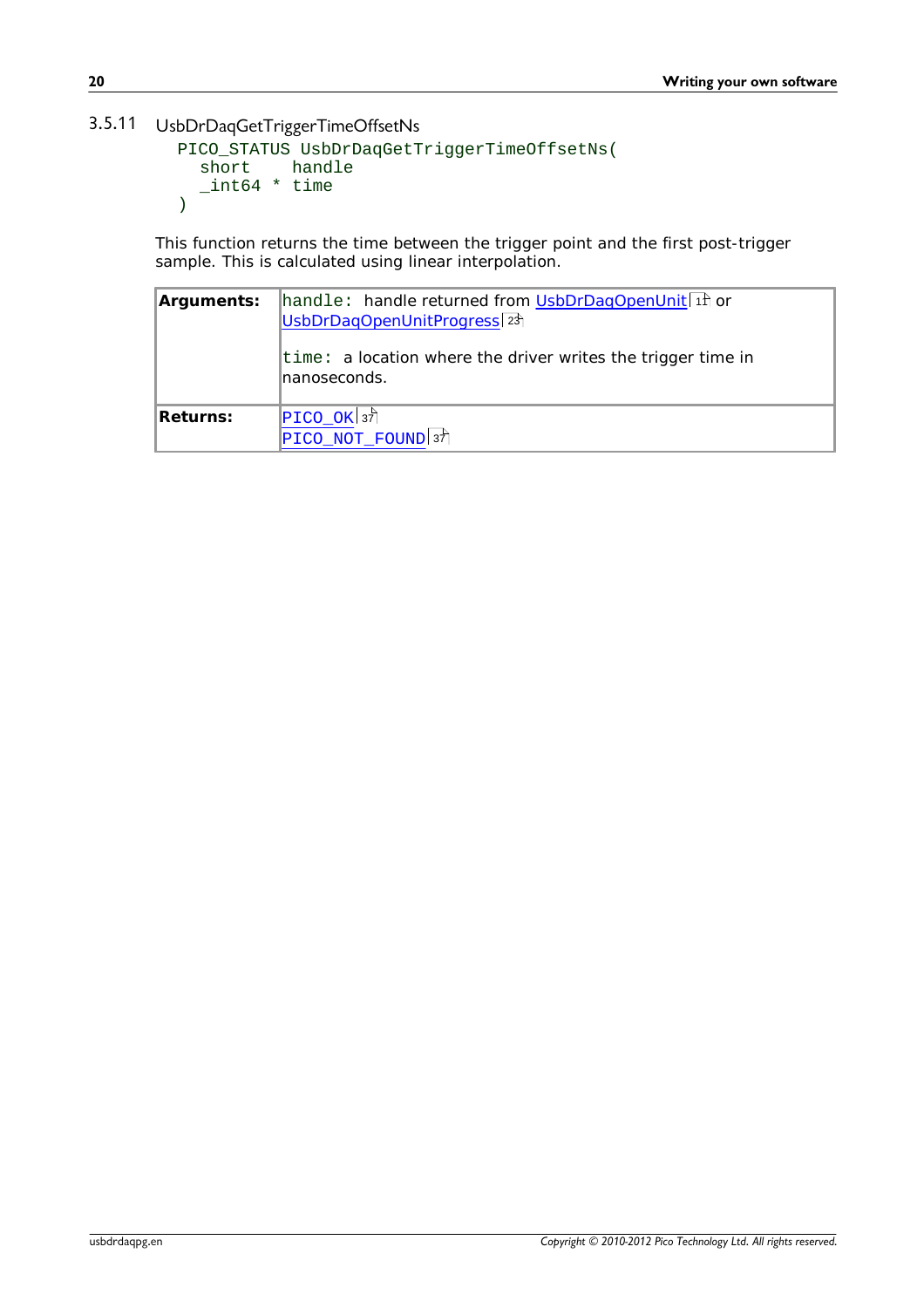### 3.5.11 UsbDrDaqGetTriggerTimeOffsetNs

```
PICO_STATUS UsbDrDaqGetTriggerTimeOffsetNs(
  short    handle
  _int64 * time
)
```

This function returns the time between the trigger point and the first post-trigger sample. This is calculated using linear interpolation.

| | |
|---|---|
| **Arguments:** | `handle:` handle returned from UsbDrDaqOpenUnit or UsbDrDaqOpenUnitProgress<br><br>`time:` a location where the driver writes the trigger time in nanoseconds. |
| **Returns:** | `PICO_OK`<br>`PICO_NOT_FOUND` |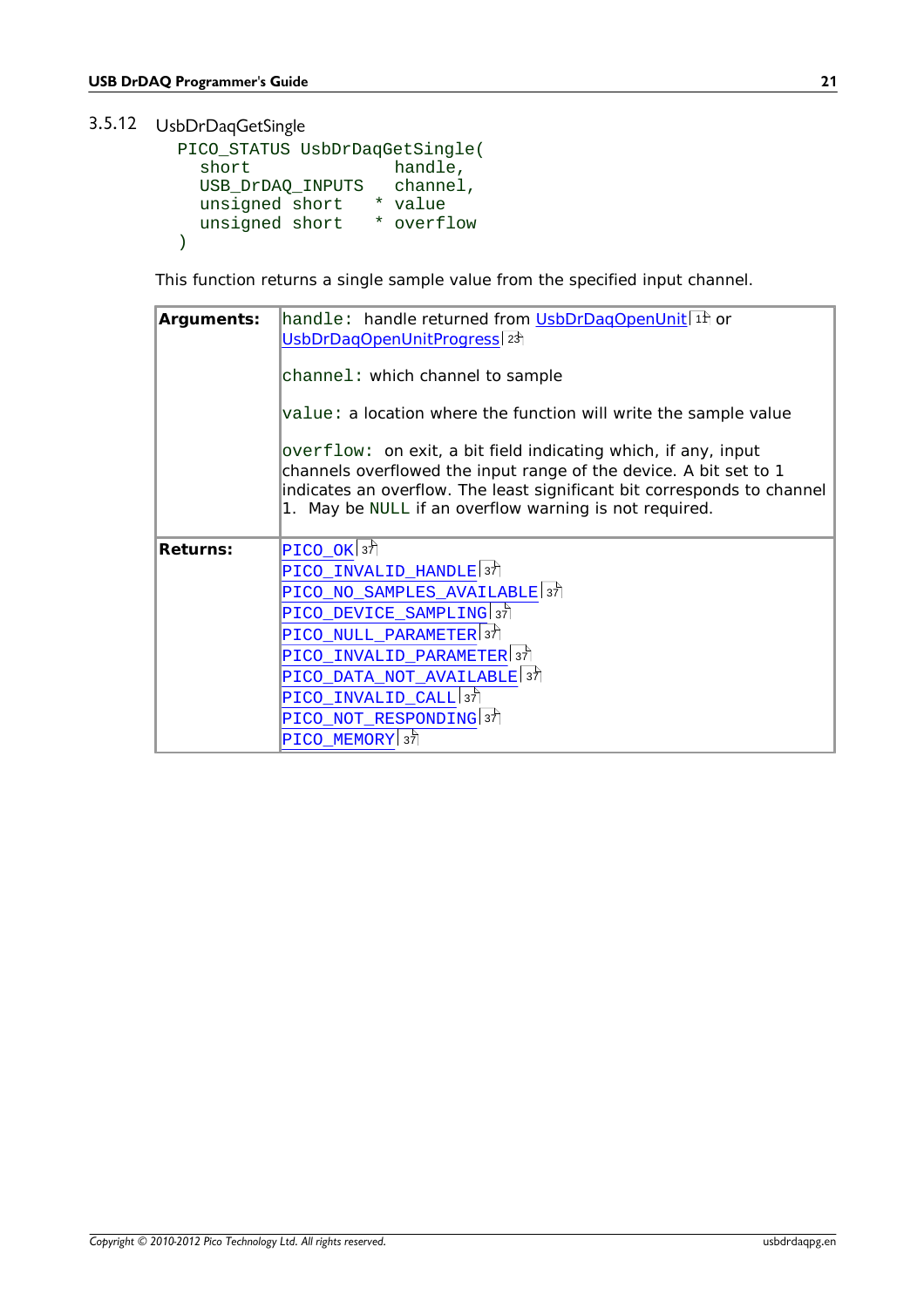### 3.5.12 UsbDrDaqGetSingle

```
PICO_STATUS UsbDrDaqGetSingle(
  short              handle,
  USB_DrDAQ_INPUTS   channel,
  unsigned short   * value
  unsigned short   * overflow
)
```

This function returns a single sample value from the specified input channel.

| | |
|---|---|
| **Arguments:** | `handle:` handle returned from UsbDrDaqOpenUnit 11 or UsbDrDaqOpenUnitProgress 23<br><br>`channel:` which channel to sample<br><br>`value:` a location where the function will write the sample value<br><br>`overflow:` on exit, a bit field indicating which, if any, input channels overflowed the input range of the device. A bit set to 1 indicates an overflow. The least significant bit corresponds to channel 1. May be `NULL` if an overflow warning is not required. |
| **Returns:** | PICO_OK 37<br>PICO_INVALID_HANDLE 37<br>PICO_NO_SAMPLES_AVAILABLE 37<br>PICO_DEVICE_SAMPLING 37<br>PICO_NULL_PARAMETER 37<br>PICO_INVALID_PARAMETER 37<br>PICO_DATA_NOT_AVAILABLE 37<br>PICO_INVALID_CALL 37<br>PICO_NOT_RESPONDING 37<br>PICO_MEMORY 37 |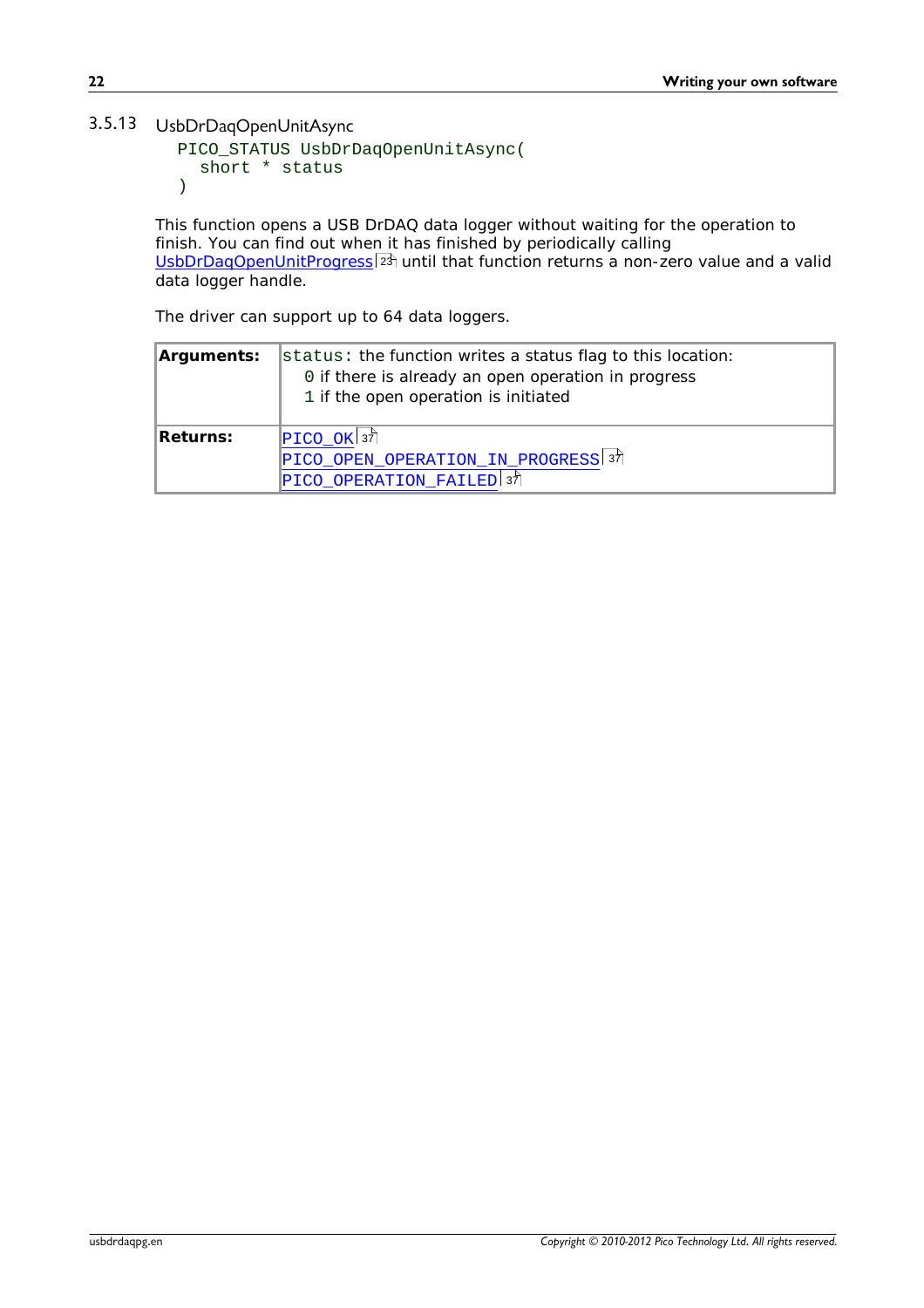### 3.5.13 UsbDrDaqOpenUnitAsync

```
PICO_STATUS UsbDrDaqOpenUnitAsync(
  short * status
)
```

This function opens a USB DrDAQ data logger without waiting for the operation to finish. You can find out when it has finished by periodically calling UsbDrDaqOpenUnitProgress[23] until that function returns a non-zero value and a valid data logger handle.

The driver can support up to 64 data loggers.

| | |
|---|---|
| **Arguments:** | `status`: the function writes a status flag to this location:<br>`0` if there is already an open operation in progress<br>`1` if the open operation is initiated |
| **Returns:** | `PICO_OK`[37]<br>`PICO_OPEN_OPERATION_IN_PROGRESS`[37]<br>`PICO_OPERATION_FAILED`[37] |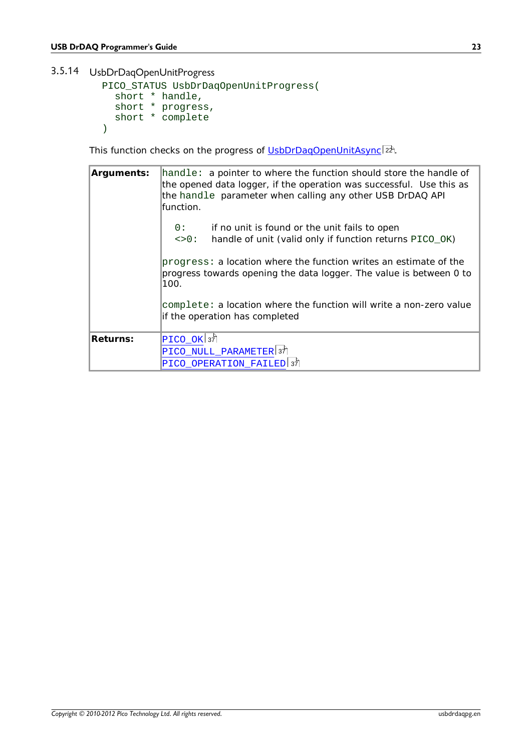### 3.5.14 UsbDrDaqOpenUnitProgress

```
PICO_STATUS UsbDrDaqOpenUnitProgress(
  short * handle,
  short * progress,
  short * complete
)
```

This function checks on the progress of UsbDrDaqOpenUnitAsync 22.

| Arguments: | handle: a pointer to where the function should store the handle of the opened data logger, if the operation was successful. Use this as the handle parameter when calling any other USB DrDAQ API function.<br><br>0: if no unit is found or the unit fails to open<br><>0: handle of unit (valid only if function returns PICO_OK)<br><br>progress: a location where the function writes an estimate of the progress towards opening the data logger. The value is between 0 to 100.<br><br>complete: a location where the function will write a non-zero value if the operation has completed |
|---|---|
| **Returns:** | PICO_OK 37<br>PICO_NULL_PARAMETER 37<br>PICO_OPERATION_FAILED 37 |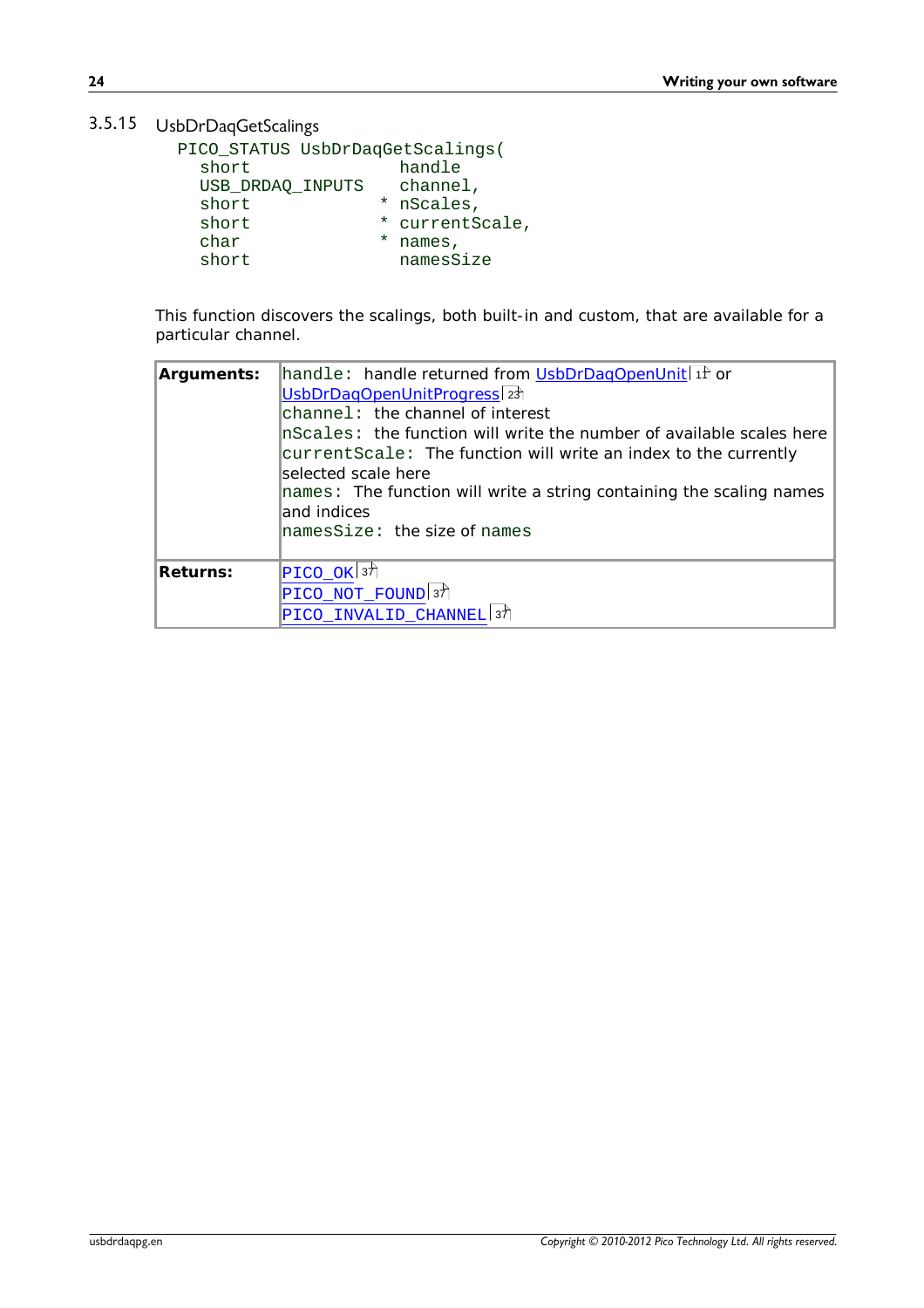### 3.5.15 UsbDrDaqGetScalings

```
PICO_STATUS UsbDrDaqGetScalings(
  short              handle
  USB_DRDAQ_INPUTS   channel,
  short            * nScales,
  short            * currentScale,
  char             * names,
  short              namesSize
```

This function discovers the scalings, both built-in and custom, that are available for a particular channel.

| | |
|---|---|
| **Arguments:** | `handle:` handle returned from UsbDrDaqOpenUnit 11 or UsbDrDaqOpenUnitProgress 23<br>`channel:` the channel of interest<br>`nScales:` the function will write the number of available scales here<br>`currentScale:` The function will write an index to the currently selected scale here<br>`names:` The function will write a string containing the scaling names and indices<br>`namesSize:` the size of `names` |
| **Returns:** | `PICO_OK` 37<br>`PICO_NOT_FOUND` 37<br>`PICO_INVALID_CHANNEL` 37 |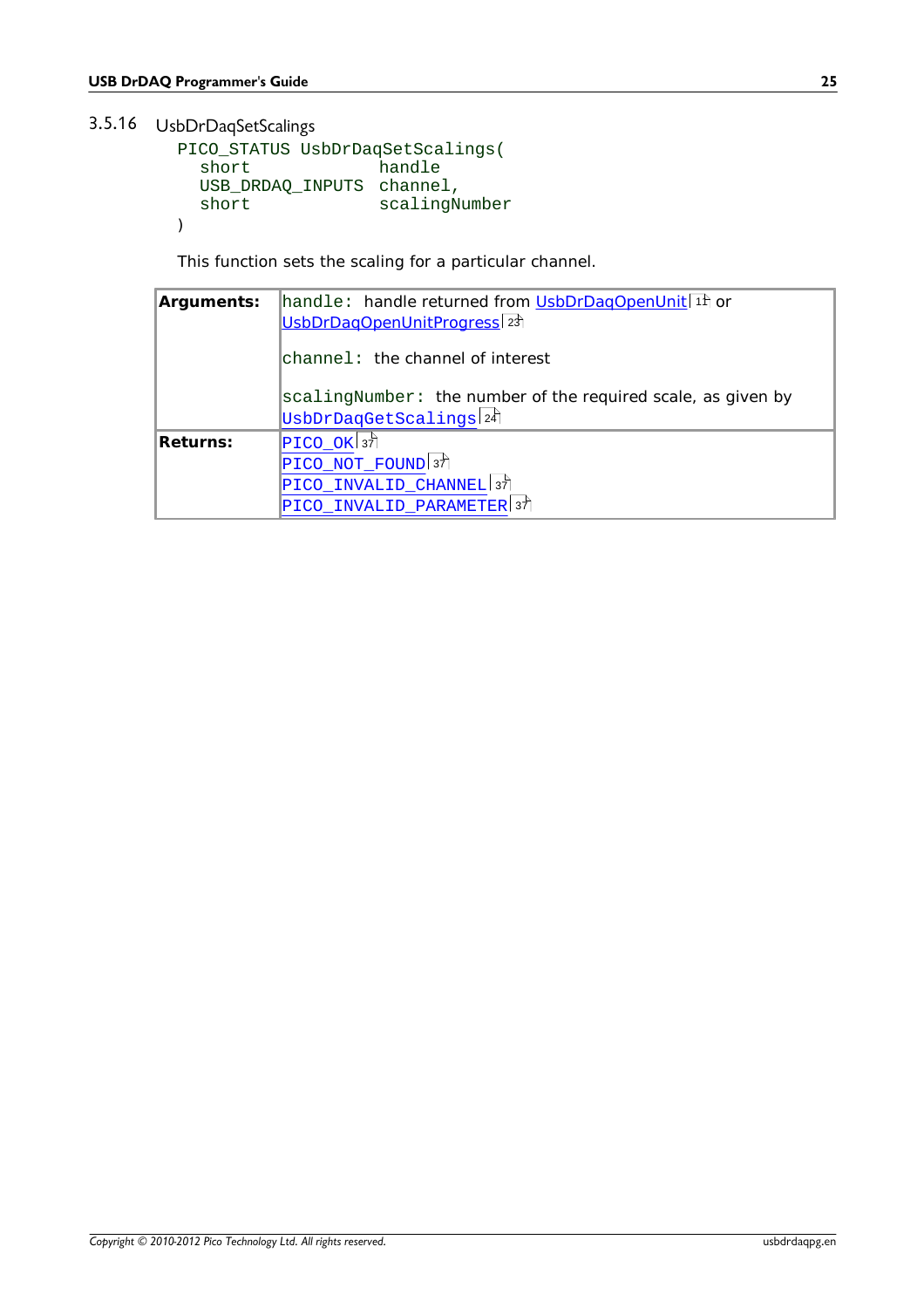### 3.5.16 UsbDrDaqSetScalings

```
PICO_STATUS UsbDrDaqSetScalings(
  short             handle
  USB_DRDAQ_INPUTS  channel,
  short             scalingNumber
)
```

This function sets the scaling for a particular channel.

| | |
|---|---|
| **Arguments:** | `handle:` handle returned from UsbDrDaqOpenUnit 11 or UsbDrDaqOpenUnitProgress 23<br><br>`channel:` the channel of interest<br><br>`scalingNumber:` the number of the required scale, as given by `UsbDrDaqGetScalings` 24 |
| **Returns:** | `PICO_OK` 37<br>`PICO_NOT_FOUND` 37<br>`PICO_INVALID_CHANNEL` 37<br>`PICO_INVALID_PARAMETER` 37 |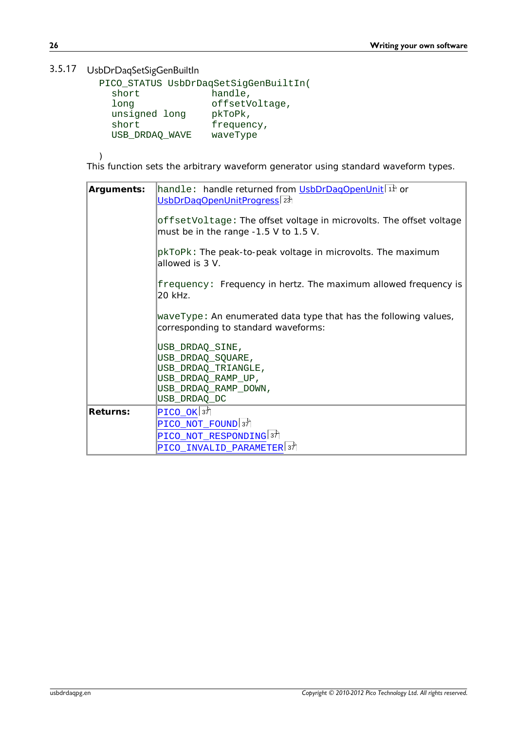### 3.5.17 UsbDrDaqSetSigGenBuiltIn

```
PICO_STATUS UsbDrDaqSetSigGenBuiltIn(
  short             handle,
  long              offsetVoltage,
  unsigned long     pkToPk,
  short             frequency,
  USB_DRDAQ_WAVE    waveType

)
```

This function sets the arbitrary waveform generator using standard waveform types.

| | |
|---|---|
| **Arguments:** | handle: handle returned from UsbDrDaqOpenUnit[11] or UsbDrDaqOpenUnitProgress[23]<br><br>offsetVoltage: The offset voltage in microvolts. The offset voltage must be in the range -1.5 V to 1.5 V.<br><br>pkToPk: The peak-to-peak voltage in microvolts. The maximum allowed is 3 V.<br><br>frequency: Frequency in hertz. The maximum allowed frequency is 20 kHz.<br><br>waveType: An enumerated data type that has the following values, corresponding to standard waveforms:<br><br>USB_DRDAQ_SINE,<br>USB_DRDAQ_SQUARE,<br>USB_DRDAQ_TRIANGLE,<br>USB_DRDAQ_RAMP_UP,<br>USB_DRDAQ_RAMP_DOWN,<br>USB_DRDAQ_DC |
| **Returns:** | PICO_OK[37]<br>PICO_NOT_FOUND[37]<br>PICO_NOT_RESPONDING[37]<br>PICO_INVALID_PARAMETER[37] |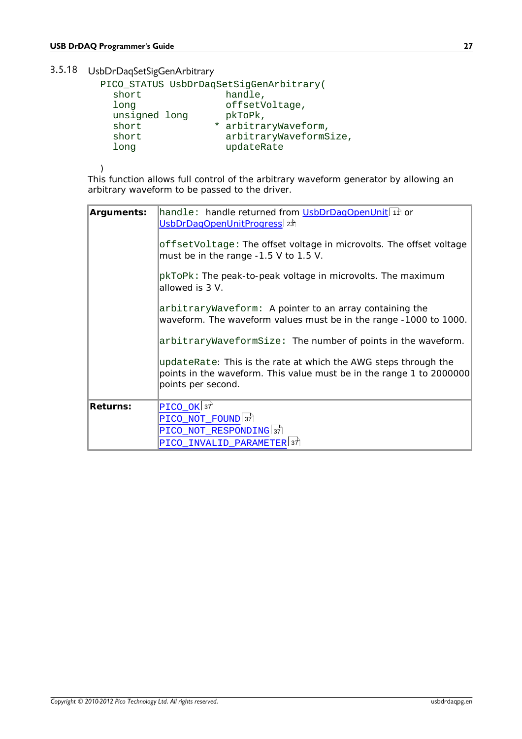### 3.5.18 UsbDrDaqSetSigGenArbitrary

```
PICO_STATUS UsbDrDaqSetSigGenArbitrary(
  short                 handle,
  long                  offsetVoltage,
  unsigned long         pkToPk,
  short               * arbitraryWaveform,
  short                 arbitraryWaveformSize,
  long                  updateRate

)
```

This function allows full control of the arbitrary waveform generator by allowing an arbitrary waveform to be passed to the driver.

| | |
|---|---|
| **Arguments:** | `handle:` handle returned from UsbDrDaqOpenUnit[11] or UsbDrDaqOpenUnitProgress[23]<br><br>`offsetVoltage:` The offset voltage in microvolts. The offset voltage must be in the range -1.5 V to 1.5 V.<br><br>`pkToPk:` The peak-to-peak voltage in microvolts. The maximum allowed is 3 V.<br><br>`arbitraryWaveform:` A pointer to an array containing the waveform. The waveform values must be in the range -1000 to 1000.<br><br>`arbitraryWaveformSize:` The number of points in the waveform.<br><br>`updateRate:` This is the rate at which the AWG steps through the points in the waveform. This value must be in the range 1 to 2000000 points per second. |
| **Returns:** | `PICO_OK`[37]<br>`PICO_NOT_FOUND`[37]<br>`PICO_NOT_RESPONDING`[37]<br>`PICO_INVALID_PARAMETER`[37] |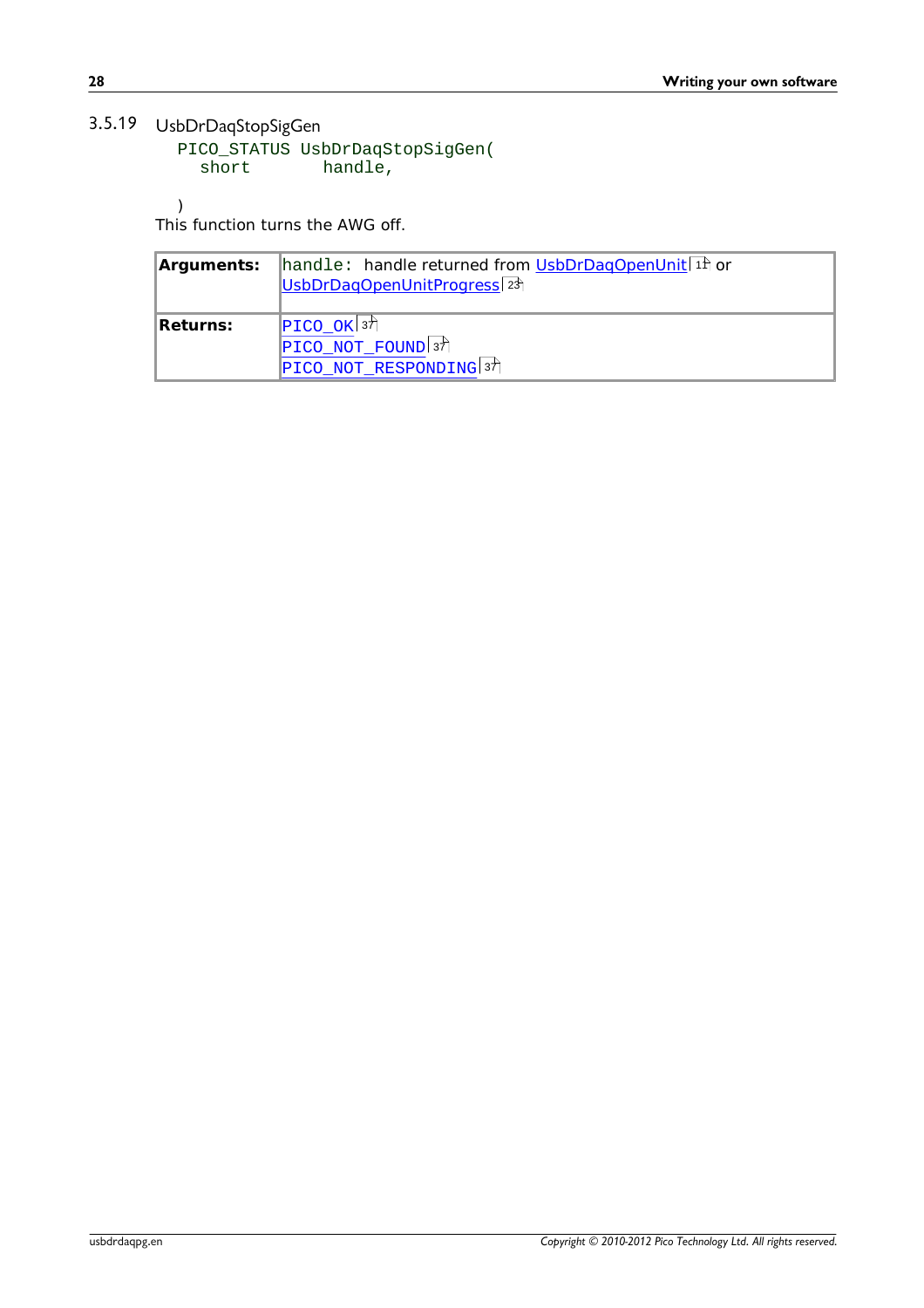### 3.5.19 UsbDrDaqStopSigGen

```
PICO_STATUS UsbDrDaqStopSigGen(
  short       handle,

)
```

This function turns the AWG off.

| | |
|---|---|
| **Arguments:** | `handle`: handle returned from UsbDrDaqOpenUnit 11 or UsbDrDaqOpenUnitProgress 23 |
| **Returns:** | PICO_OK 37<br>PICO_NOT_FOUND 37<br>PICO_NOT_RESPONDING 37 |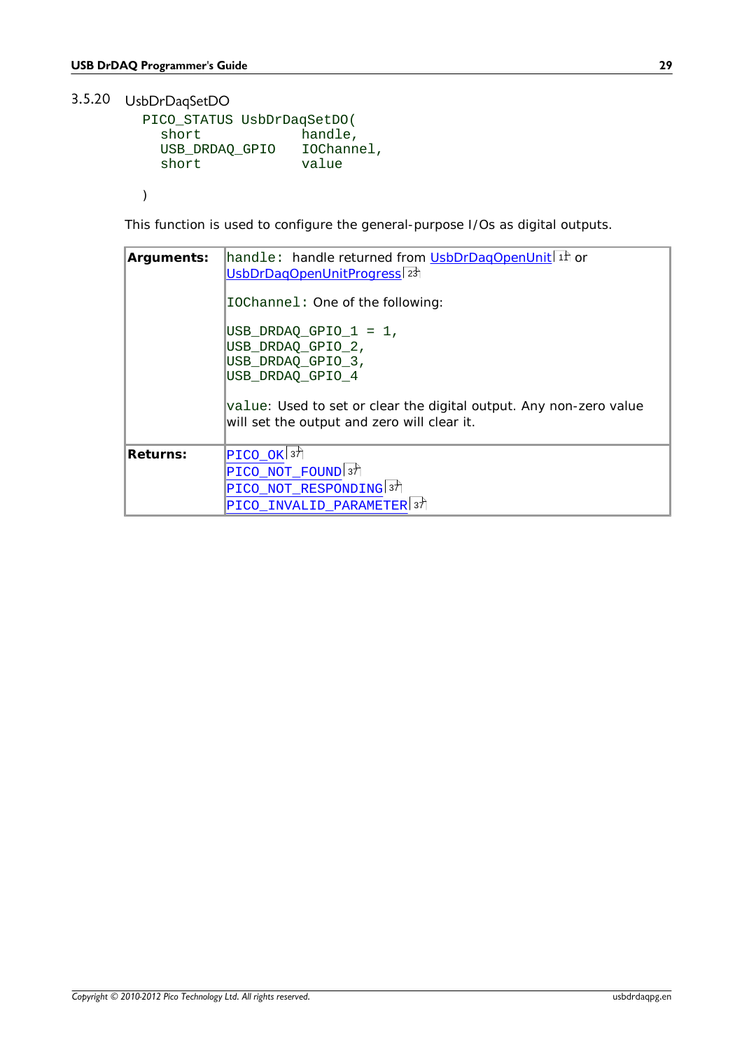### 3.5.20 UsbDrDaqSetDO

```
PICO_STATUS UsbDrDaqSetDO(
  short            handle,
  USB_DRDAQ_GPIO   IOChannel,
  short            value

)
```

This function is used to configure the general-purpose I/Os as digital outputs.

| | |
|---|---|
| **Arguments:** | `handle:` handle returned from UsbDrDaqOpenUnit [11] or UsbDrDaqOpenUnitProgress [23]<br><br>`IOChannel:` One of the following:<br><br>`USB_DRDAQ_GPIO_1 = 1,`<br>`USB_DRDAQ_GPIO_2,`<br>`USB_DRDAQ_GPIO_3,`<br>`USB_DRDAQ_GPIO_4`<br><br>`value:` Used to set or clear the digital output. Any non-zero value will set the output and zero will clear it. |
| **Returns:** | `PICO_OK` [37]<br>`PICO_NOT_FOUND` [37]<br>`PICO_NOT_RESPONDING` [37]<br>`PICO_INVALID_PARAMETER` [37] |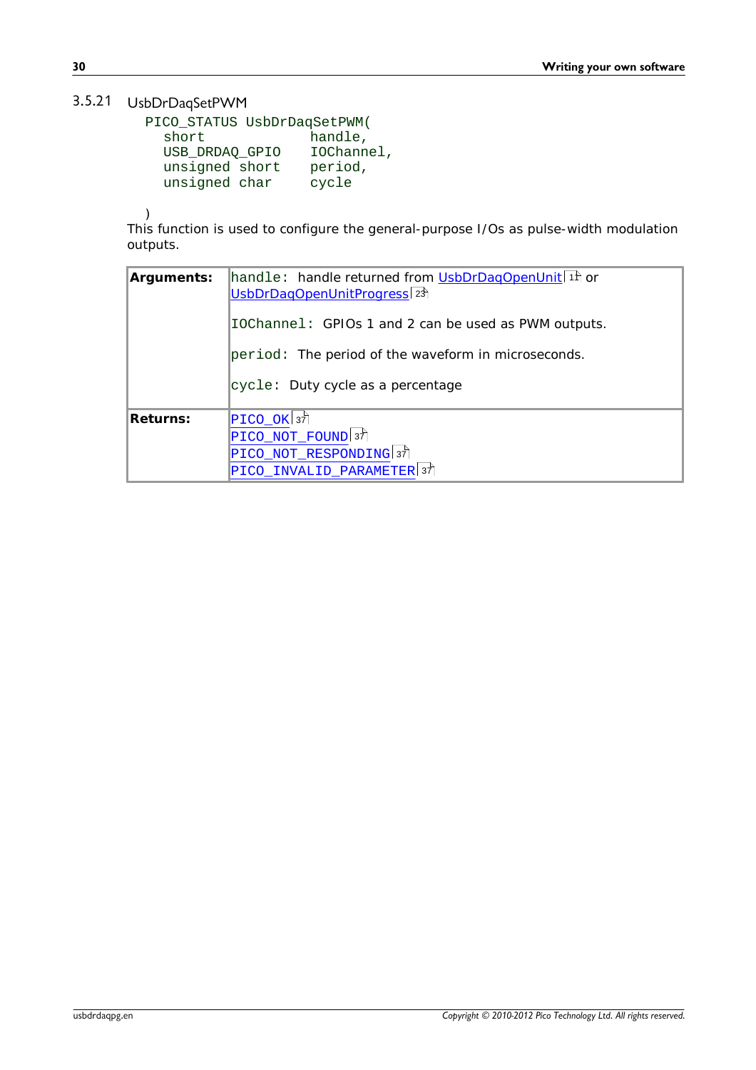### 3.5.21 UsbDrDaqSetPWM

```
PICO_STATUS UsbDrDaqSetPWM(
  short             handle,
  USB_DRDAQ_GPIO    IOChannel,
  unsigned short    period,
  unsigned char     cycle

)
```

This function is used to configure the general-purpose I/Os as pulse-width modulation outputs.

| | |
|---|---|
| **Arguments:** | `handle:` handle returned from UsbDrDaqOpenUnit 11 or UsbDrDaqOpenUnitProgress 23<br><br>`IOChannel:` GPIOs 1 and 2 can be used as PWM outputs.<br><br>`period:` The period of the waveform in microseconds.<br><br>`cycle:` Duty cycle as a percentage |
| **Returns:** | PICO_OK 37<br>PICO_NOT_FOUND 37<br>PICO_NOT_RESPONDING 37<br>PICO_INVALID_PARAMETER 37 |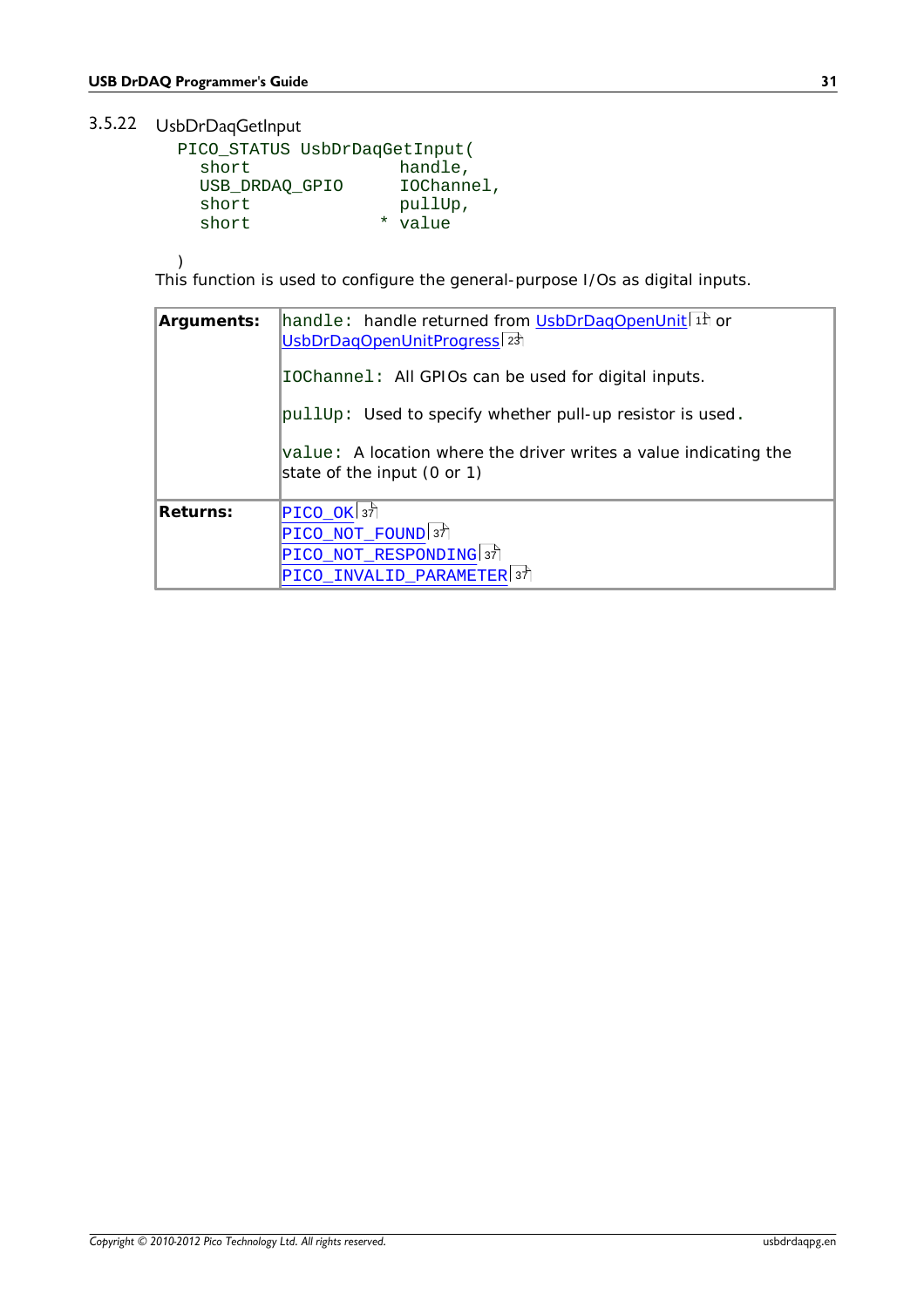### 3.5.22 UsbDrDaqGetInput

```
PICO_STATUS UsbDrDaqGetInput(
  short              handle,
  USB_DRDAQ_GPIO     IOChannel,
  short              pullUp,
  short            * value

)
```

This function is used to configure the general-purpose I/Os as digital inputs.

| | |
|---|---|
| **Arguments:** | `handle:` handle returned from UsbDrDaqOpenUnit [11] or UsbDrDaqOpenUnitProgress [23]<br><br>`IOChannel:` All GPIOs can be used for digital inputs.<br><br>`pullUp:` Used to specify whether pull-up resistor is used.<br><br>`value:` A location where the driver writes a value indicating the state of the input (0 or 1) |
| **Returns:** | PICO_OK [37]<br>PICO_NOT_FOUND [37]<br>PICO_NOT_RESPONDING [37]<br>PICO_INVALID_PARAMETER [37] |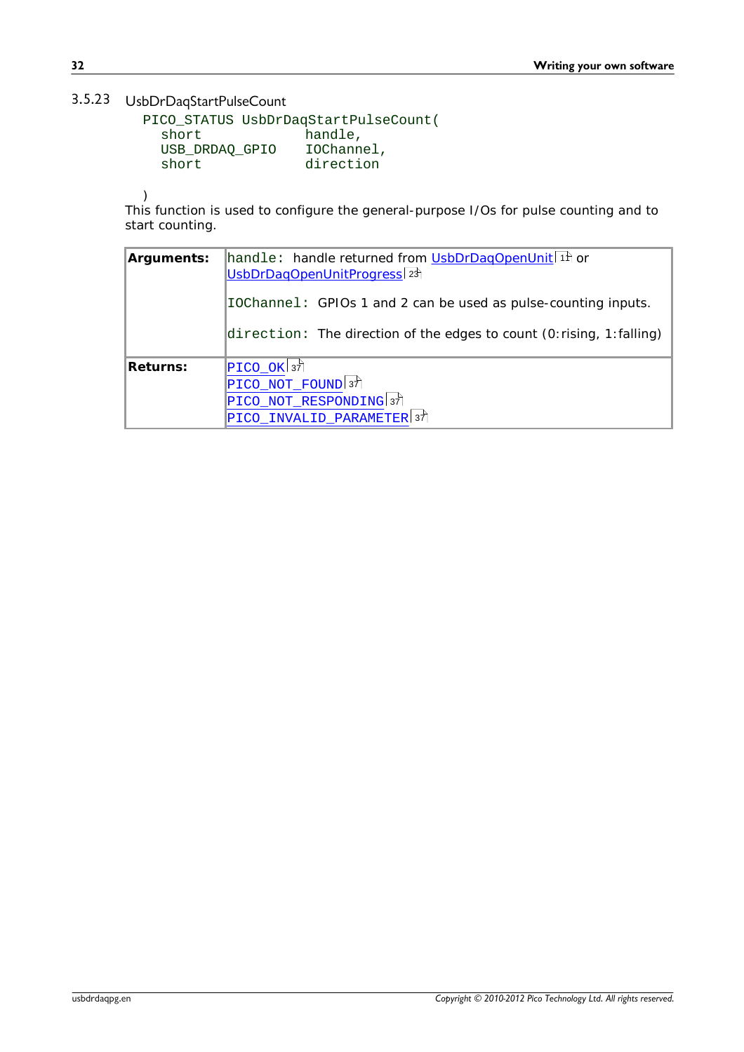### 3.5.23 UsbDrDaqStartPulseCount

```
PICO_STATUS UsbDrDaqStartPulseCount(
  short            handle,
  USB_DRDAQ_GPIO   IOChannel,
  short            direction

)
```

This function is used to configure the general-purpose I/Os for pulse counting and to start counting.

| | |
|---|---|
| **Arguments:** | `handle`: handle returned from UsbDrDaqOpenUnit 11 or UsbDrDaqOpenUnitProgress 23<br><br>`IOChannel`: GPIOs 1 and 2 can be used as pulse-counting inputs.<br><br>`direction`: The direction of the edges to count (0:rising, 1:falling) |
| **Returns:** | PICO_OK 37<br>PICO_NOT_FOUND 37<br>PICO_NOT_RESPONDING 37<br>PICO_INVALID_PARAMETER 37 |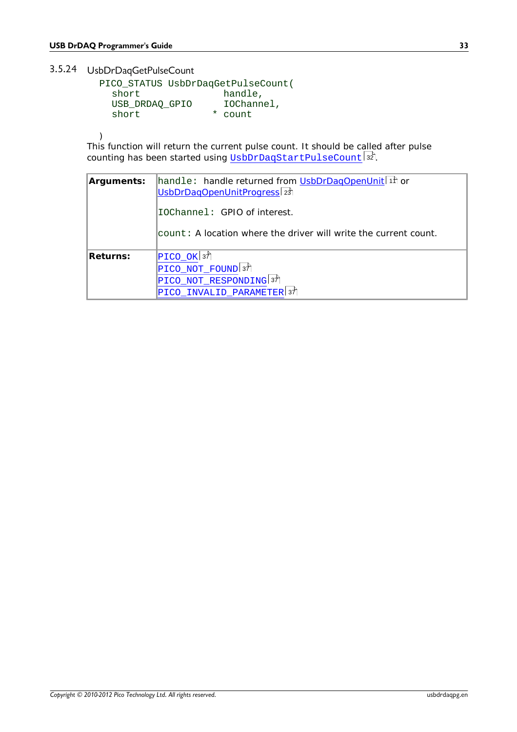### 3.5.24 UsbDrDaqGetPulseCount

```
PICO_STATUS UsbDrDaqGetPulseCount(
  short              handle,
  USB_DRDAQ_GPIO     IOChannel,
  short            * count

)
```

This function will return the current pulse count. It should be called after pulse counting has been started using UsbDrDaqStartPulseCount 32.

| | |
|---|---|
| **Arguments:** | handle: handle returned from UsbDrDaqOpenUnit 11 or UsbDrDaqOpenUnitProgress 23<br><br>IOChannel: GPIO of interest.<br><br>count: A location where the driver will write the current count. |
| **Returns:** | PICO_OK 37<br>PICO_NOT_FOUND 37<br>PICO_NOT_RESPONDING 37<br>PICO_INVALID_PARAMETER 37 |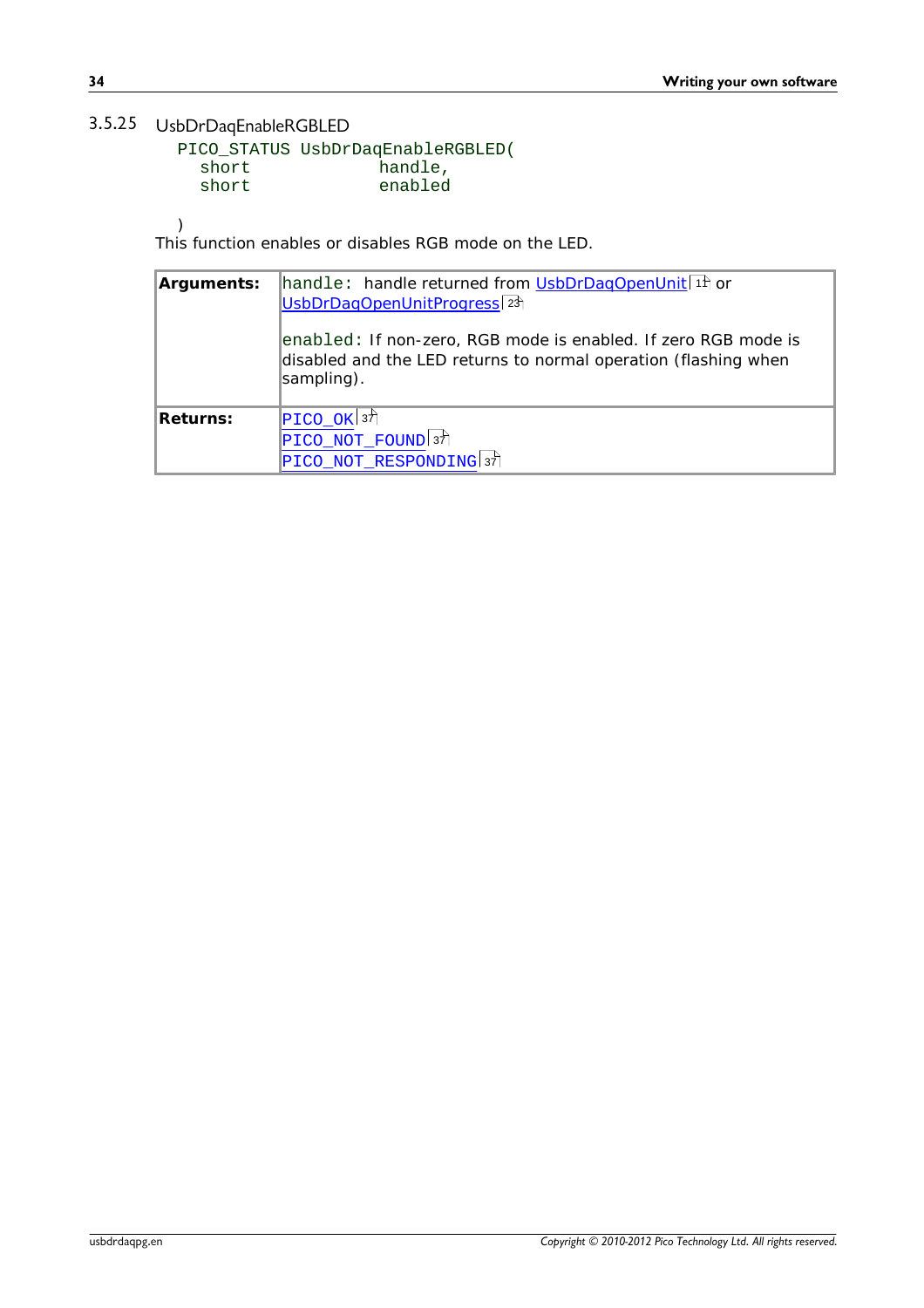### 3.5.25 UsbDrDaqEnableRGBLED

```
PICO_STATUS UsbDrDaqEnableRGBLED(
  short             handle,
  short             enabled

)
```

This function enables or disables RGB mode on the LED.

| | |
|---|---|
| **Arguments:** | `handle:` handle returned from UsbDrDaqOpenUnit 11 or UsbDrDaqOpenUnitProgress 23<br><br>`enabled:` If non-zero, RGB mode is enabled. If zero RGB mode is disabled and the LED returns to normal operation (flashing when sampling). |
| **Returns:** | PICO_OK 37<br>PICO_NOT_FOUND 37<br>PICO_NOT_RESPONDING 37 |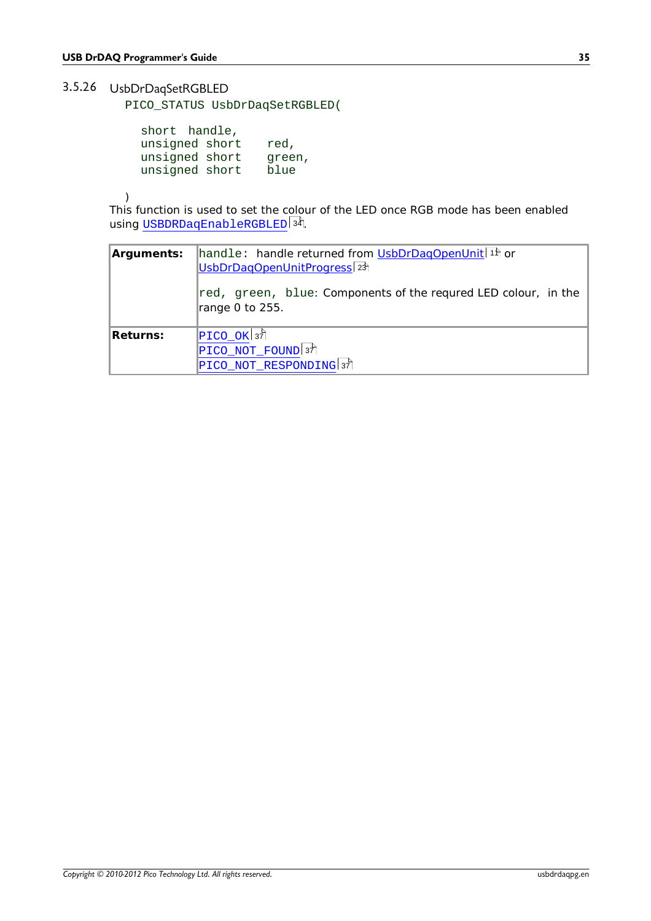### 3.5.26 UsbDrDaqSetRGBLED

```
PICO_STATUS UsbDrDaqSetRGBLED(

  short  handle,
  unsigned short   red,
  unsigned short   green,
  unsigned short   blue

)
```

This function is used to set the colour of the LED once RGB mode has been enabled using USBDRDaqEnableRGBLED 34.

| | |
|---|---|
| **Arguments:** | handle: handle returned from UsbDrDaqOpenUnit 11 or UsbDrDaqOpenUnitProgress 23<br><br>red, green, blue: Components of the requred LED colour, in the range 0 to 255. |
| **Returns:** | PICO_OK 37<br>PICO_NOT_FOUND 37<br>PICO_NOT_RESPONDING 37 |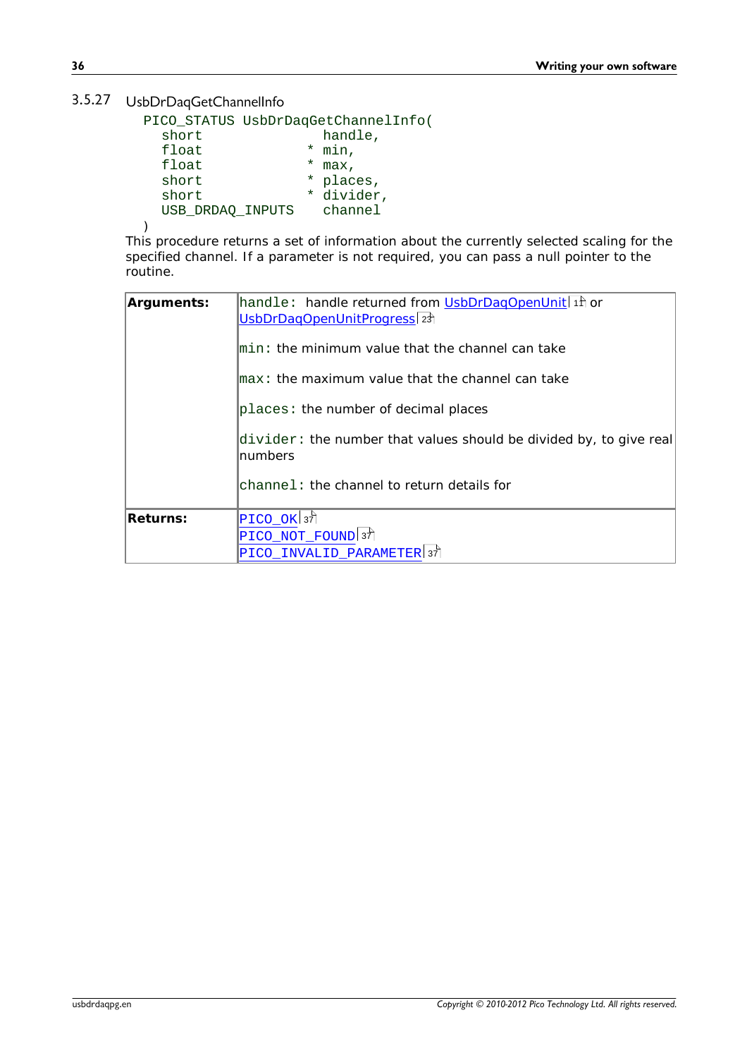### 3.5.27 UsbDrDaqGetChannelInfo

```
PICO_STATUS UsbDrDaqGetChannelInfo(
  short                handle,
  float              * min,
  float              * max,
  short              * places,
  short              * divider,
  USB_DRDAQ_INPUTS     channel
)
```

This procedure returns a set of information about the currently selected scaling for the specified channel. If a parameter is not required, you can pass a null pointer to the routine.

| | |
|---|---|
| **Arguments:** | `handle:` handle returned from UsbDrDaqOpenUnit 11 or UsbDrDaqOpenUnitProgress 23<br><br>`min:` the minimum value that the channel can take<br><br>`max:` the maximum value that the channel can take<br><br>`places:` the number of decimal places<br><br>`divider:` the number that values should be divided by, to give real numbers<br><br>`channel:` the channel to return details for |
| **Returns:** | `PICO_OK` 37<br>`PICO_NOT_FOUND` 37<br>`PICO_INVALID_PARAMETER` 37 |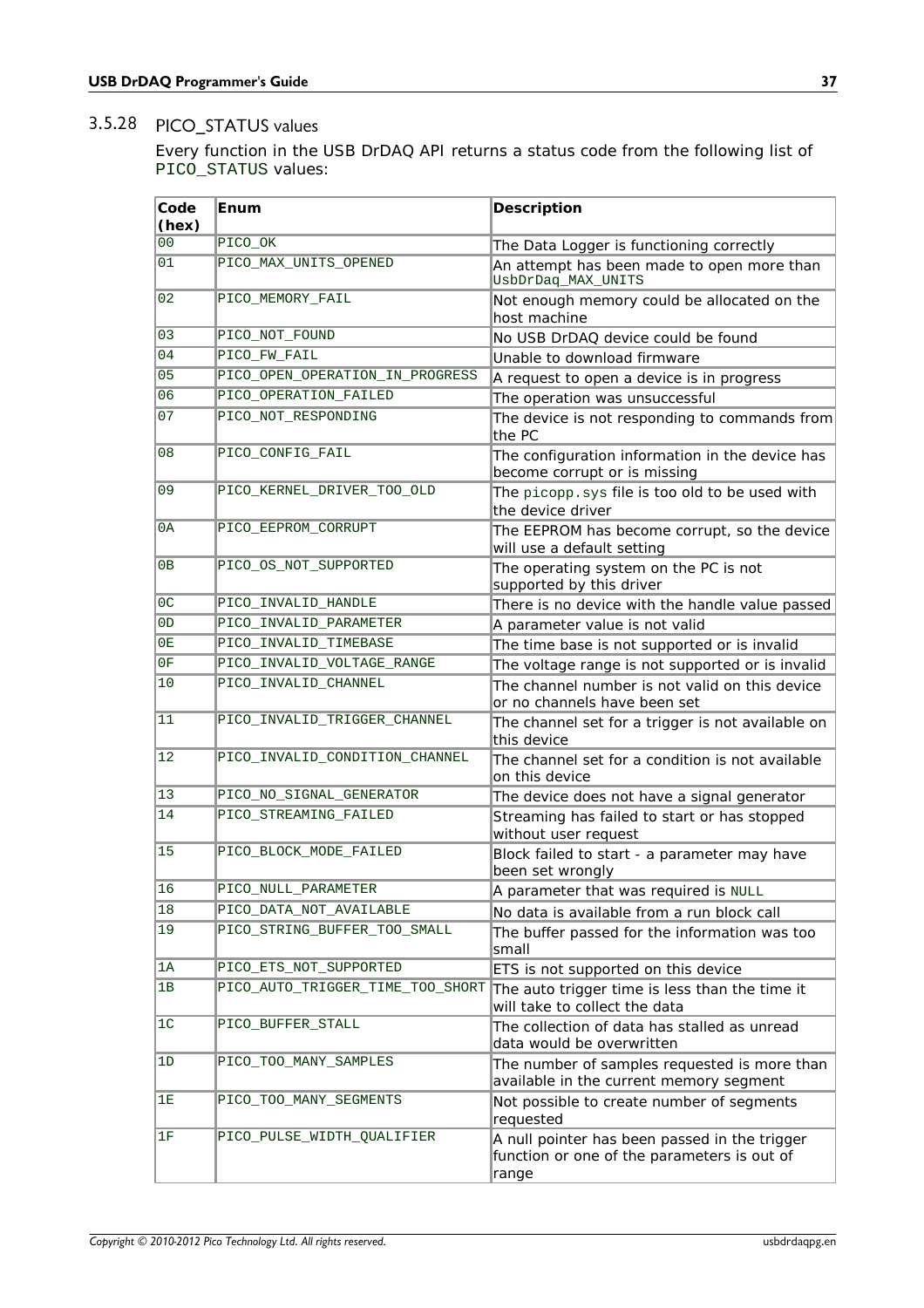### 3.5.28 PICO_STATUS values

Every function in the USB DrDAQ API returns a status code from the following list of PICO_STATUS values:

| Code (hex) | Enum | Description |
|---|---|---|
| 00 | PICO_OK | The Data Logger is functioning correctly |
| 01 | PICO_MAX_UNITS_OPENED | An attempt has been made to open more than UsbDrDaq_MAX_UNITS |
| 02 | PICO_MEMORY_FAIL | Not enough memory could be allocated on the host machine |
| 03 | PICO_NOT_FOUND | No USB DrDAQ device could be found |
| 04 | PICO_FW_FAIL | Unable to download firmware |
| 05 | PICO_OPEN_OPERATION_IN_PROGRESS | A request to open a device is in progress |
| 06 | PICO_OPERATION_FAILED | The operation was unsuccessful |
| 07 | PICO_NOT_RESPONDING | The device is not responding to commands from the PC |
| 08 | PICO_CONFIG_FAIL | The configuration information in the device has become corrupt or is missing |
| 09 | PICO_KERNEL_DRIVER_TOO_OLD | The picopp.sys file is too old to be used with the device driver |
| 0A | PICO_EEPROM_CORRUPT | The EEPROM has become corrupt, so the device will use a default setting |
| 0B | PICO_OS_NOT_SUPPORTED | The operating system on the PC is not supported by this driver |
| 0C | PICO_INVALID_HANDLE | There is no device with the handle value passed |
| 0D | PICO_INVALID_PARAMETER | A parameter value is not valid |
| 0E | PICO_INVALID_TIMEBASE | The time base is not supported or is invalid |
| 0F | PICO_INVALID_VOLTAGE_RANGE | The voltage range is not supported or is invalid |
| 10 | PICO_INVALID_CHANNEL | The channel number is not valid on this device or no channels have been set |
| 11 | PICO_INVALID_TRIGGER_CHANNEL | The channel set for a trigger is not available on this device |
| 12 | PICO_INVALID_CONDITION_CHANNEL | The channel set for a condition is not available on this device |
| 13 | PICO_NO_SIGNAL_GENERATOR | The device does not have a signal generator |
| 14 | PICO_STREAMING_FAILED | Streaming has failed to start or has stopped without user request |
| 15 | PICO_BLOCK_MODE_FAILED | Block failed to start - a parameter may have been set wrongly |
| 16 | PICO_NULL_PARAMETER | A parameter that was required is NULL |
| 18 | PICO_DATA_NOT_AVAILABLE | No data is available from a run block call |
| 19 | PICO_STRING_BUFFER_TOO_SMALL | The buffer passed for the information was too small |
| 1A | PICO_ETS_NOT_SUPPORTED | ETS is not supported on this device |
| 1B | PICO_AUTO_TRIGGER_TIME_TOO_SHORT | The auto trigger time is less than the time it will take to collect the data |
| 1C | PICO_BUFFER_STALL | The collection of data has stalled as unread data would be overwritten |
| 1D | PICO_TOO_MANY_SAMPLES | The number of samples requested is more than available in the current memory segment |
| 1E | PICO_TOO_MANY_SEGMENTS | Not possible to create number of segments requested |
| 1F | PICO_PULSE_WIDTH_QUALIFIER | A null pointer has been passed in the trigger function or one of the parameters is out of range |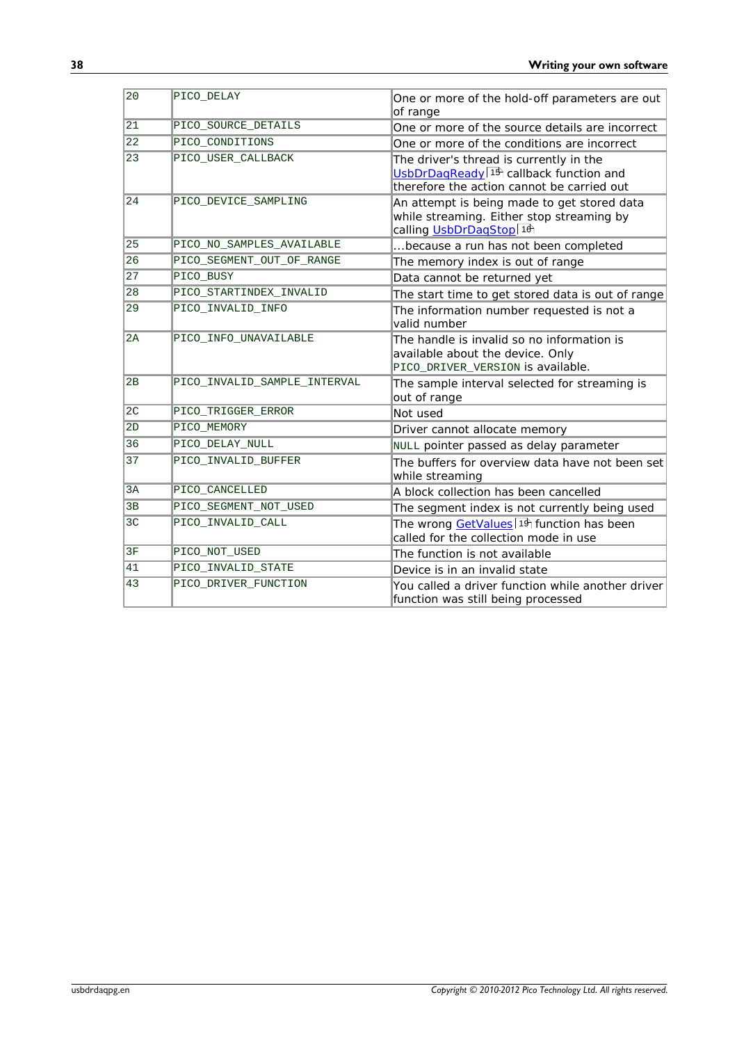| 20 | PICO_DELAY | One or more of the hold-off parameters are out of range |
|---|---|---|
| 21 | PICO_SOURCE_DETAILS | One or more of the source details are incorrect |
| 22 | PICO_CONDITIONS | One or more of the conditions are incorrect |
| 23 | PICO_USER_CALLBACK | The driver's thread is currently in the UsbDrDaqReady 18 callback function and therefore the action cannot be carried out |
| 24 | PICO_DEVICE_SAMPLING | An attempt is being made to get stored data while streaming. Either stop streaming by calling UsbDrDaqStop 16 |
| 25 | PICO_NO_SAMPLES_AVAILABLE | ...because a run has not been completed |
| 26 | PICO_SEGMENT_OUT_OF_RANGE | The memory index is out of range |
| 27 | PICO_BUSY | Data cannot be returned yet |
| 28 | PICO_STARTINDEX_INVALID | The start time to get stored data is out of range |
| 29 | PICO_INVALID_INFO | The information number requested is not a valid number |
| 2A | PICO_INFO_UNAVAILABLE | The handle is invalid so no information is available about the device. Only PICO_DRIVER_VERSION is available. |
| 2B | PICO_INVALID_SAMPLE_INTERVAL | The sample interval selected for streaming is out of range |
| 2C | PICO_TRIGGER_ERROR | Not used |
| 2D | PICO_MEMORY | Driver cannot allocate memory |
| 36 | PICO_DELAY_NULL | NULL pointer passed as delay parameter |
| 37 | PICO_INVALID_BUFFER | The buffers for overview data have not been set while streaming |
| 3A | PICO_CANCELLED | A block collection has been cancelled |
| 3B | PICO_SEGMENT_NOT_USED | The segment index is not currently being used |
| 3C | PICO_INVALID_CALL | The wrong GetValues 19 function has been called for the collection mode in use |
| 3F | PICO_NOT_USED | The function is not available |
| 41 | PICO_INVALID_STATE | Device is in an invalid state |
| 43 | PICO_DRIVER_FUNCTION | You called a driver function while another driver function was still being processed |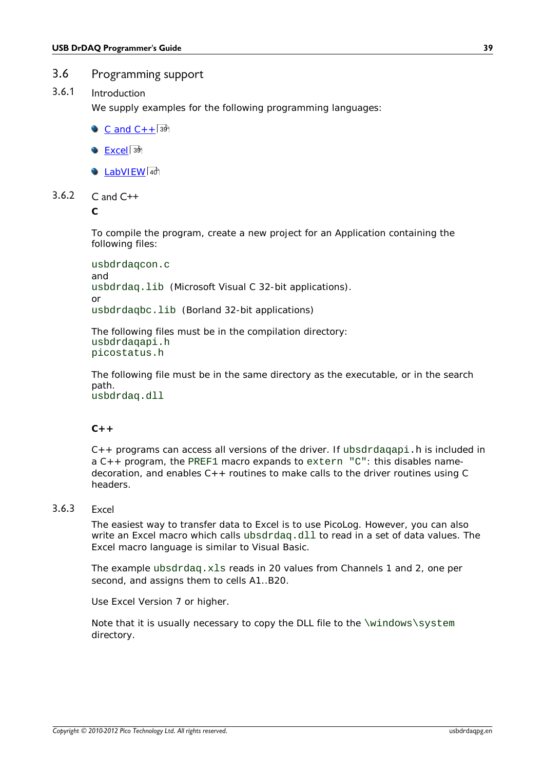## 3.6 Programming support

### 3.6.1 Introduction

We supply examples for the following programming languages:

- C and C++ 39
- Excel 39
- LabVIEW 40

### 3.6.2 C and C++

**C**

To compile the program, create a new project for an Application containing the following files:

`usbdrdaqcon.c`
and
`usbdrdaq.lib` (Microsoft Visual C 32-bit applications).
or
`usbdrdaqbc.lib` (Borland 32-bit applications)

The following files must be in the compilation directory:
`usbdrdaqapi.h`
`picostatus.h`

The following file must be in the same directory as the executable, or in the search path.
`usbdrdaq.dll`

**C++**

C++ programs can access all versions of the driver. If `ubsdrdaqapi.h` is included in a C++ program, the `PREF1` macro expands to `extern "C"`: this disables name-decoration, and enables C++ routines to make calls to the driver routines using C headers.

### 3.6.3 Excel

The easiest way to transfer data to Excel is to use PicoLog. However, you can also write an Excel macro which calls `ubsdrdaq.dll` to read in a set of data values. The Excel macro language is similar to Visual Basic.

The example `ubsdrdaq.xls` reads in 20 values from Channels 1 and 2, one per second, and assigns them to cells A1..B20.

Use Excel Version 7 or higher.

Note that it is usually necessary to copy the DLL file to the `\windows\system` directory.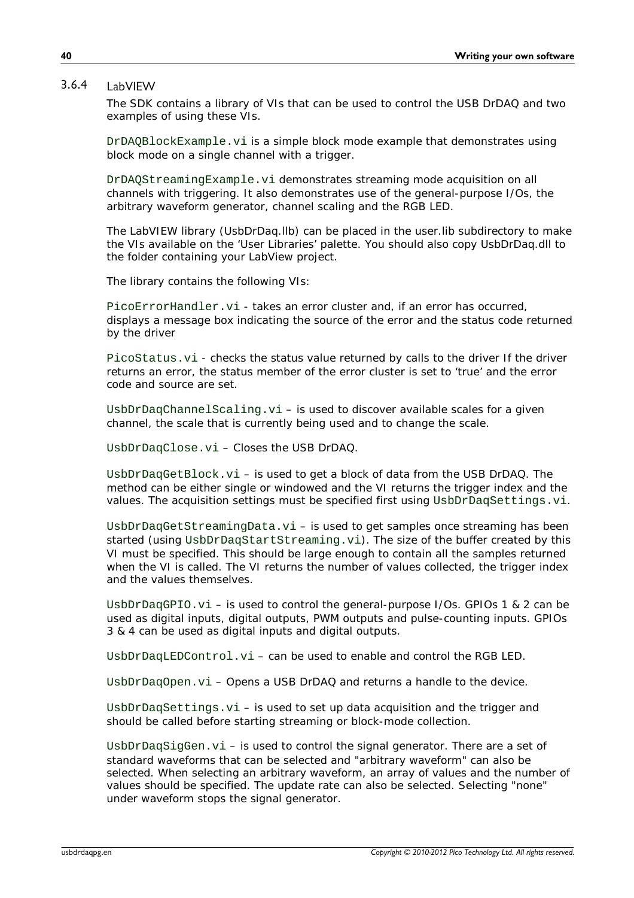### 3.6.4 LabVIEW

The SDK contains a library of VIs that can be used to control the USB DrDAQ and two examples of using these VIs.

`DrDAQBlockExample.vi` is a simple block mode example that demonstrates using block mode on a single channel with a trigger.

`DrDAQStreamingExample.vi` demonstrates streaming mode acquisition on all channels with triggering. It also demonstrates use of the general-purpose I/Os, the arbitrary waveform generator, channel scaling and the RGB LED.

The LabVIEW library (UsbDrDaq.llb) can be placed in the user.lib subdirectory to make the VIs available on the 'User Libraries' palette. You should also copy UsbDrDaq.dll to the folder containing your LabView project.

The library contains the following VIs:

`PicoErrorHandler.vi` - takes an error cluster and, if an error has occurred, displays a message box indicating the source of the error and the status code returned by the driver

`PicoStatus.vi` - checks the status value returned by calls to the driver If the driver returns an error, the status member of the error cluster is set to 'true' and the error code and source are set.

`UsbDrDaqChannelScaling.vi` – is used to discover available scales for a given channel, the scale that is currently being used and to change the scale.

`UsbDrDaqClose.vi` – Closes the USB DrDAQ.

`UsbDrDaqGetBlock.vi` – is used to get a block of data from the USB DrDAQ. The method can be either single or windowed and the VI returns the trigger index and the values. The acquisition settings must be specified first using `UsbDrDaqSettings.vi`.

`UsbDrDaqGetStreamingData.vi` – is used to get samples once streaming has been started (using `UsbDrDaqStartStreaming.vi`). The size of the buffer created by this VI must be specified. This should be large enough to contain all the samples returned when the VI is called. The VI returns the number of values collected, the trigger index and the values themselves.

`UsbDrDaqGPIO.vi` – is used to control the general-purpose I/Os. GPIOs 1 & 2 can be used as digital inputs, digital outputs, PWM outputs and pulse-counting inputs. GPIOs 3 & 4 can be used as digital inputs and digital outputs.

`UsbDrDaqLEDControl.vi` – can be used to enable and control the RGB LED.

`UsbDrDaqOpen.vi` – Opens a USB DrDAQ and returns a handle to the device.

`UsbDrDaqSettings.vi` – is used to set up data acquisition and the trigger and should be called before starting streaming or block-mode collection.

`UsbDrDaqSigGen.vi` – is used to control the signal generator. There are a set of standard waveforms that can be selected and "arbitrary waveform" can also be selected. When selecting an arbitrary waveform, an array of values and the number of values should be specified. The update rate can also be selected. Selecting "none" under waveform stops the signal generator.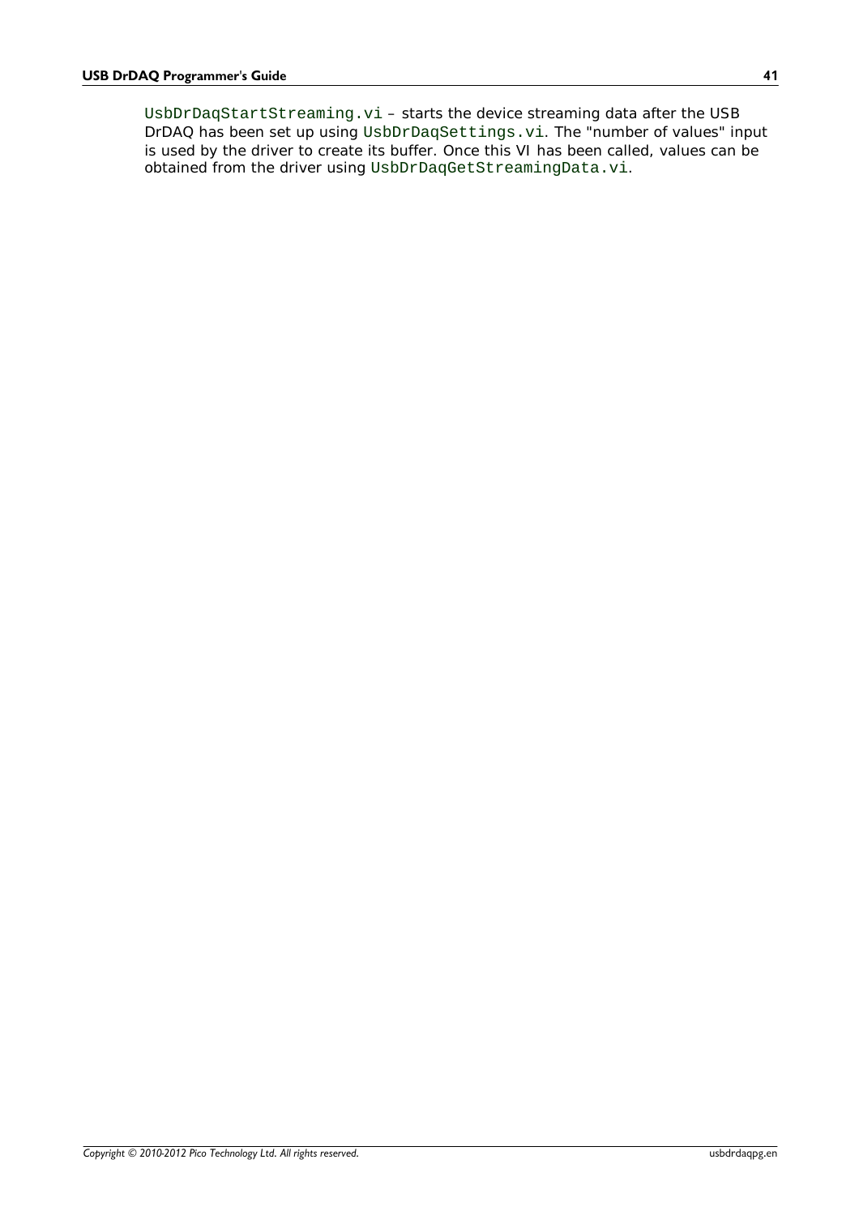`UsbDrDaqStartStreaming.vi` – starts the device streaming data after the USB DrDAQ has been set up using `UsbDrDaqSettings.vi`. The "number of values" input is used by the driver to create its buffer. Once this VI has been called, values can be obtained from the driver using `UsbDrDaqGetStreamingData.vi`.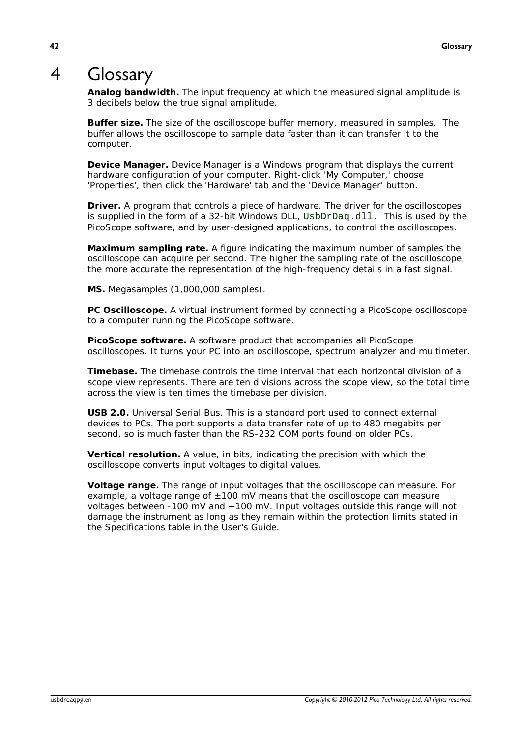# 4 Glossary

**Analog bandwidth.** The input frequency at which the measured signal amplitude is 3 decibels below the true signal amplitude.

**Buffer size.** The size of the oscilloscope buffer memory, measured in samples. The buffer allows the oscilloscope to sample data faster than it can transfer it to the computer.

**Device Manager.** Device Manager is a Windows program that displays the current hardware configuration of your computer. Right-click 'My Computer,' choose 'Properties', then click the 'Hardware' tab and the 'Device Manager' button.

**Driver.** A program that controls a piece of hardware. The driver for the oscilloscopes is supplied in the form of a 32-bit Windows DLL, `UsbDrDaq.dll`. This is used by the PicoScope software, and by user-designed applications, to control the oscilloscopes.

**Maximum sampling rate.** A figure indicating the maximum number of samples the oscilloscope can acquire per second. The higher the sampling rate of the oscilloscope, the more accurate the representation of the high-frequency details in a fast signal.

**MS.** Megasamples (1,000,000 samples).

**PC Oscilloscope.** A virtual instrument formed by connecting a PicoScope oscilloscope to a computer running the PicoScope software.

**PicoScope software.** A software product that accompanies all PicoScope oscilloscopes. It turns your PC into an oscilloscope, spectrum analyzer and multimeter.

**Timebase.** The timebase controls the time interval that each horizontal division of a scope view represents. There are ten divisions across the scope view, so the total time across the view is ten times the timebase per division.

**USB 2.0.** Universal Serial Bus. This is a standard port used to connect external devices to PCs. The port supports a data transfer rate of up to 480 megabits per second, so is much faster than the RS-232 COM ports found on older PCs.

**Vertical resolution.** A value, in bits, indicating the precision with which the oscilloscope converts input voltages to digital values.

**Voltage range.** The range of input voltages that the oscilloscope can measure. For example, a voltage range of ±100 mV means that the oscilloscope can measure voltages between -100 mV and +100 mV. Input voltages outside this range will not damage the instrument as long as they remain within the protection limits stated in the Specifications table in the User's Guide.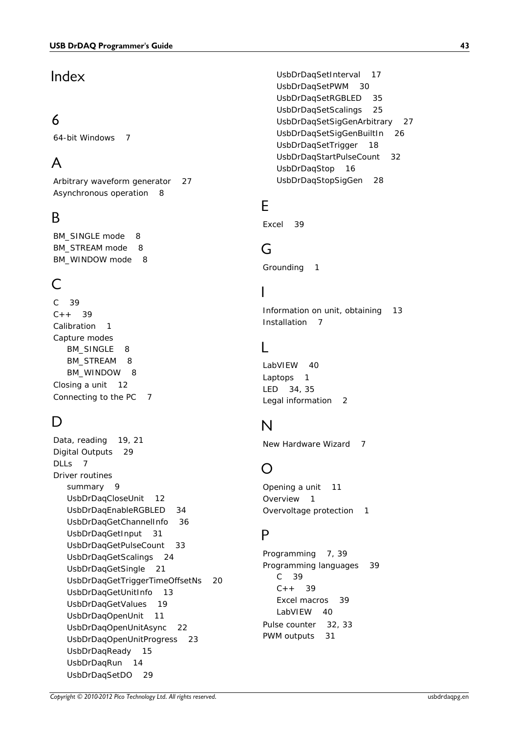# Index

## 6

64-bit Windows 7

## A

Arbitrary waveform generator 27
Asynchronous operation 8

## B

BM_SINGLE mode 8
BM_STREAM mode 8
BM_WINDOW mode 8

## C

C 39
C++ 39
Calibration 1
Capture modes
- BM_SINGLE 8
- BM_STREAM 8
- BM_WINDOW 8

Closing a unit 12
Connecting to the PC 7

## D

Data, reading 19, 21
Digital Outputs 29
DLLs 7
Driver routines
- summary 9
- UsbDrDaqCloseUnit 12
- UsbDrDaqEnableRGBLED 34
- UsbDrDaqGetChannelInfo 36
- UsbDrDaqGetInput 31
- UsbDrDaqGetPulseCount 33
- UsbDrDaqGetScalings 24
- UsbDrDaqGetSingle 21
- UsbDrDaqGetTriggerTimeOffsetNs 20
- UsbDrDaqGetUnitInfo 13
- UsbDrDaqGetValues 19
- UsbDrDaqOpenUnit 11
- UsbDrDaqOpenUnitAsync 22
- UsbDrDaqOpenUnitProgress 23
- UsbDrDaqReady 15
- UsbDrDaqRun 14
- UsbDrDaqSetDO 29
- UsbDrDaqSetInterval 17
- UsbDrDaqSetPWM 30
- UsbDrDaqSetRGBLED 35
- UsbDrDaqSetScalings 25
- UsbDrDaqSetSigGenArbitrary 27
- UsbDrDaqSetSigGenBuiltIn 26
- UsbDrDaqSetTrigger 18
- UsbDrDaqStartPulseCount 32
- UsbDrDaqStop 16
- UsbDrDaqStopSigGen 28

## E

Excel 39

## G

Grounding 1

## I

Information on unit, obtaining 13
Installation 7

## L

LabVIEW 40
Laptops 1
LED 34, 35
Legal information 2

## N

New Hardware Wizard 7

## O

Opening a unit 11
Overview 1
Overvoltage protection 1

## P

Programming 7, 39
Programming languages 39
- C 39
- C++ 39
- Excel macros 39
- LabVIEW 40

Pulse counter 32, 33
PWM outputs 31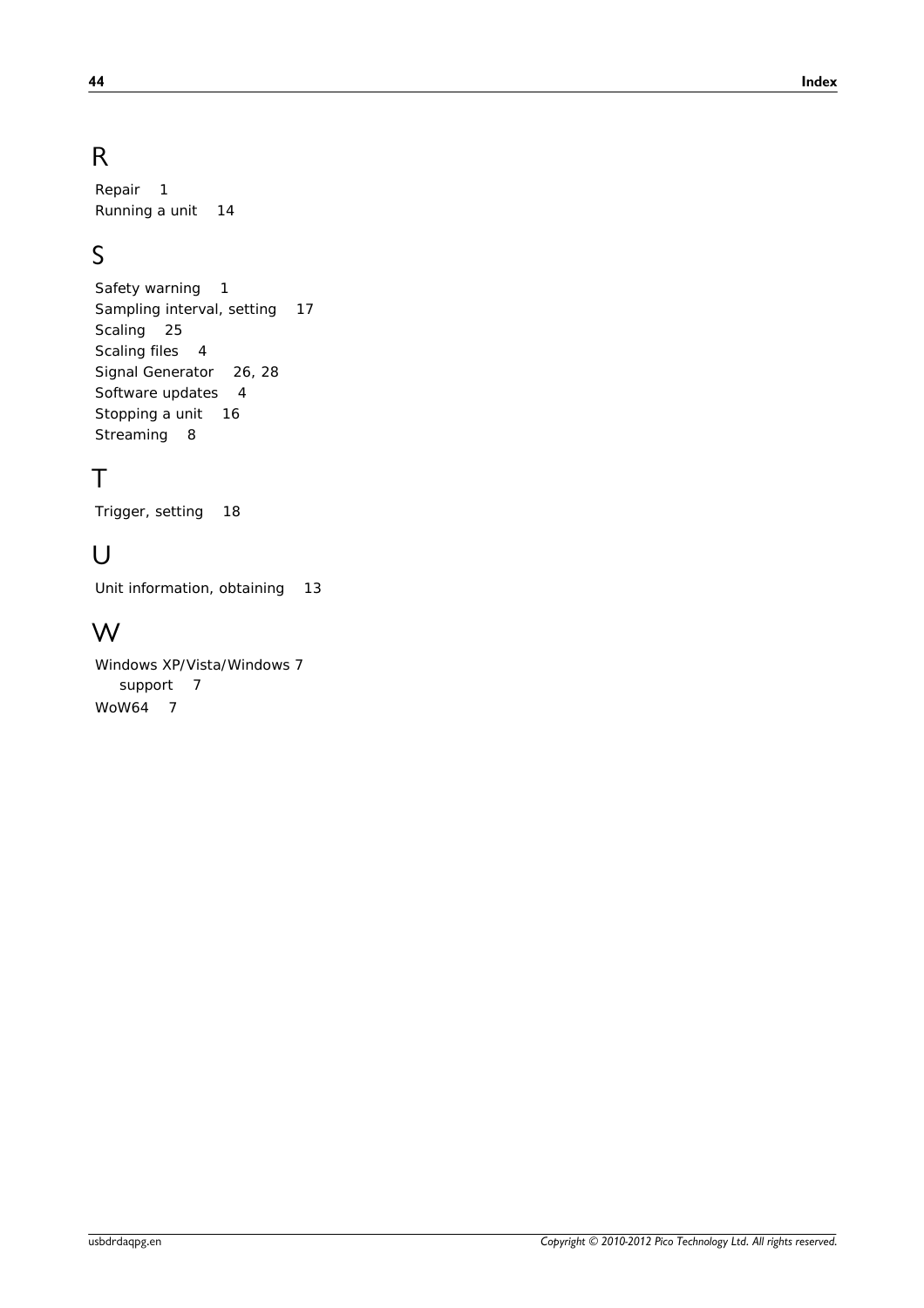# R

Repair 1
Running a unit 14

# S

Safety warning 1
Sampling interval, setting 17
Scaling 25
Scaling files 4
Signal Generator 26, 28
Software updates 4
Stopping a unit 16
Streaming 8

# T

Trigger, setting 18

# U

Unit information, obtaining 13

# W

Windows XP/Vista/Windows 7
 support 7
WoW64 7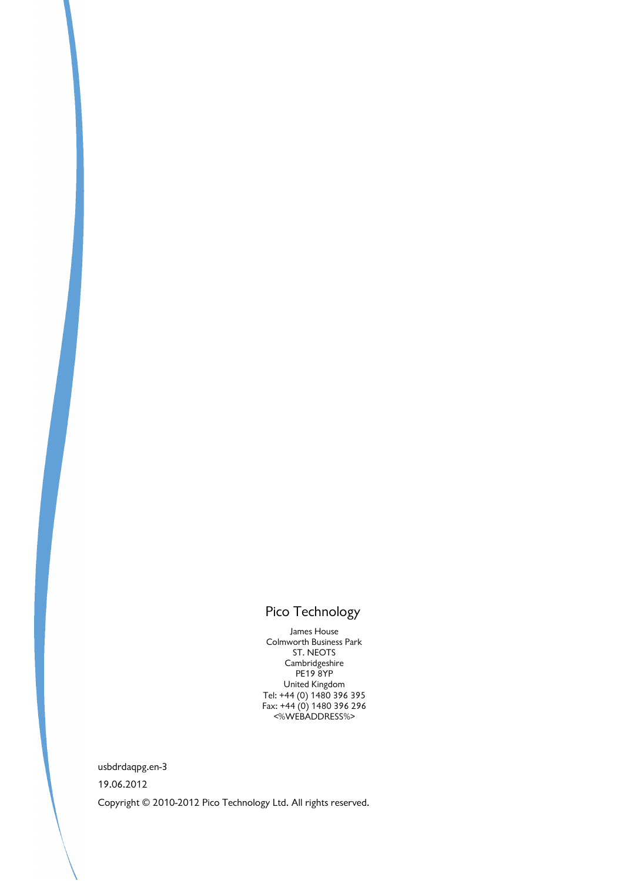# Pico Technology

James House
Colmworth Business Park
ST. NEOTS
Cambridgeshire
PE19 8YP
United Kingdom
Tel: +44 (0) 1480 396 395
Fax: +44 (0) 1480 396 296
<%WEBADDRESS%>

usbdrdaqpg.en-3

19.06.2012

Copyright © 2010-2012 Pico Technology Ltd. All rights reserved.